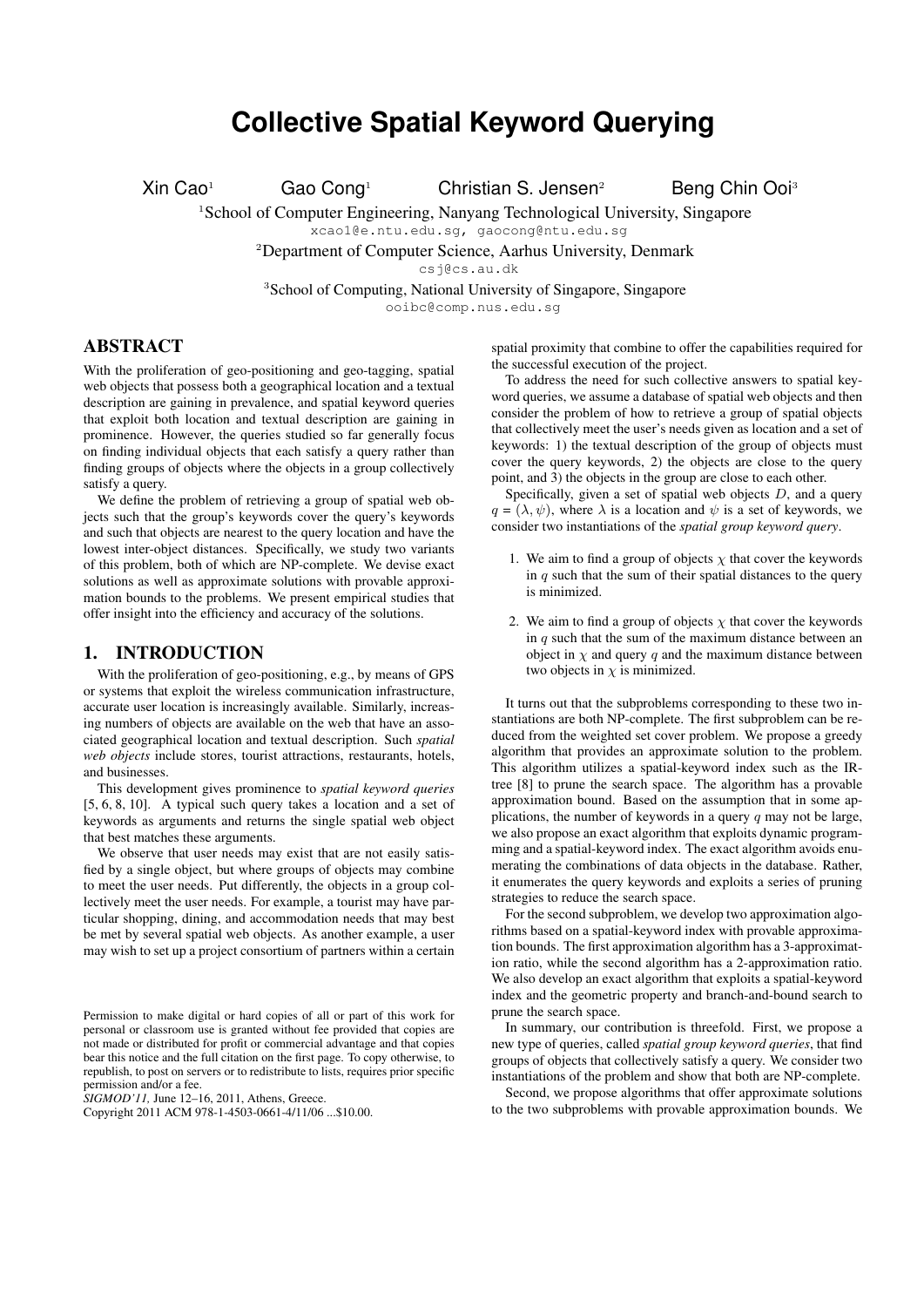# Collective Spatial Keyword Querying

Xin Cao[1] Gao Cong[1] Christian S. Jensen[2] Beng Chin Ooi[3]

[1]School of Computer Engineering, Nanyang Technological University, Singapore
xcao1@e.ntu.edu.sg, gaocong@ntu.edu.sg

[2]Department of Computer Science, Aarhus University, Denmark
csj@cs.au.dk

[3]School of Computing, National University of Singapore, Singapore
ooibc@comp.nus.edu.sg

## ABSTRACT

With the proliferation of geo-positioning and geo-tagging, spatial web objects that possess both a geographical location and a textual description are gaining in prevalence, and spatial keyword queries that exploit both location and textual description are gaining in prominence. However, the queries studied so far generally focus on finding individual objects that each satisfy a query rather than finding groups of objects where the objects in a group collectively satisfy a query.

We define the problem of retrieving a group of spatial web objects such that the group's keywords cover the query's keywords and such that objects are nearest to the query location and have the lowest inter-object distances. Specifically, we study two variants of this problem, both of which are NP-complete. We devise exact solutions as well as approximate solutions with provable approximation bounds to the problems. We present empirical studies that offer insight into the efficiency and accuracy of the solutions.

## 1. INTRODUCTION

With the proliferation of geo-positioning, e.g., by means of GPS or systems that exploit the wireless communication infrastructure, accurate user location is increasingly available. Similarly, increasing numbers of objects are available on the web that have an associated geographical location and textual description. Such *spatial web objects* include stores, tourist attractions, restaurants, hotels, and businesses.

This development gives prominence to *spatial keyword queries* [5, 6, 8, 10]. A typical such query takes a location and a set of keywords as arguments and returns the single spatial web object that best matches these arguments.

We observe that user needs may exist that are not easily satisfied by a single object, but where groups of objects may combine to meet the user needs. Put differently, the objects in a group collectively meet the user needs. For example, a tourist may have particular shopping, dining, and accommodation needs that may best be met by several spatial web objects. As another example, a user may wish to set up a project consortium of partners within a certain spatial proximity that combine to offer the capabilities required for the successful execution of the project.

To address the need for such collective answers to spatial keyword queries, we assume a database of spatial web objects and then consider the problem of how to retrieve a group of spatial objects that collectively meet the user's needs given as location and a set of keywords: 1) the textual description of the group of objects must cover the query keywords, 2) the objects are close to the query point, and 3) the objects in the group are close to each other.

Specifically, given a set of spatial web objects $D$, and a query $q = (\lambda, \psi)$, where $\lambda$ is a location and $\psi$ is a set of keywords, we consider two instantiations of the *spatial group keyword query*.

1. We aim to find a group of objects $\chi$ that cover the keywords in $q$ such that the sum of their spatial distances to the query is minimized.
2. We aim to find a group of objects $\chi$ that cover the keywords in $q$ such that the sum of the maximum distance between an object in $\chi$ and query $q$ and the maximum distance between two objects in $\chi$ is minimized.

It turns out that the subproblems corresponding to these two instantiations are both NP-complete. The first subproblem can be reduced from the weighted set cover problem. We propose a greedy algorithm that provides an approximate solution to the problem. This algorithm utilizes a spatial-keyword index such as the IR-tree [8] to prune the search space. The algorithm has a provable approximation bound. Based on the assumption that in some applications, the number of keywords in a query $q$ may not be large, we also propose an exact algorithm that exploits dynamic programming and a spatial-keyword index. The exact algorithm avoids enumerating the combinations of data objects in the database. Rather, it enumerates the query keywords and exploits a series of pruning strategies to reduce the search space.

For the second subproblem, we develop two approximation algorithms based on a spatial-keyword index with provable approximation bounds. The first approximation algorithm has a 3-approximation ratio, while the second algorithm has a 2-approximation ratio. We also develop an exact algorithm that exploits a spatial-keyword index and the geometric property and branch-and-bound search to prune the search space.

In summary, our contribution is threefold. First, we propose a new type of queries, called *spatial group keyword queries*, that find groups of objects that collectively satisfy a query. We consider two instantiations of the problem and show that both are NP-complete.

Second, we propose algorithms that offer approximate solutions to the two subproblems with provable approximation bounds. We

Permission to make digital or hard copies of all or part of this work for personal or classroom use is granted without fee provided that copies are not made or distributed for profit or commercial advantage and that copies bear this notice and the full citation on the first page. To copy otherwise, to republish, to post on servers or to redistribute to lists, requires prior specific permission and/or a fee.
*SIGMOD'11,* June 12–16, 2011, Athens, Greece.
Copyright 2011 ACM 978-1-4503-0661-4/11/06 ...$10.00.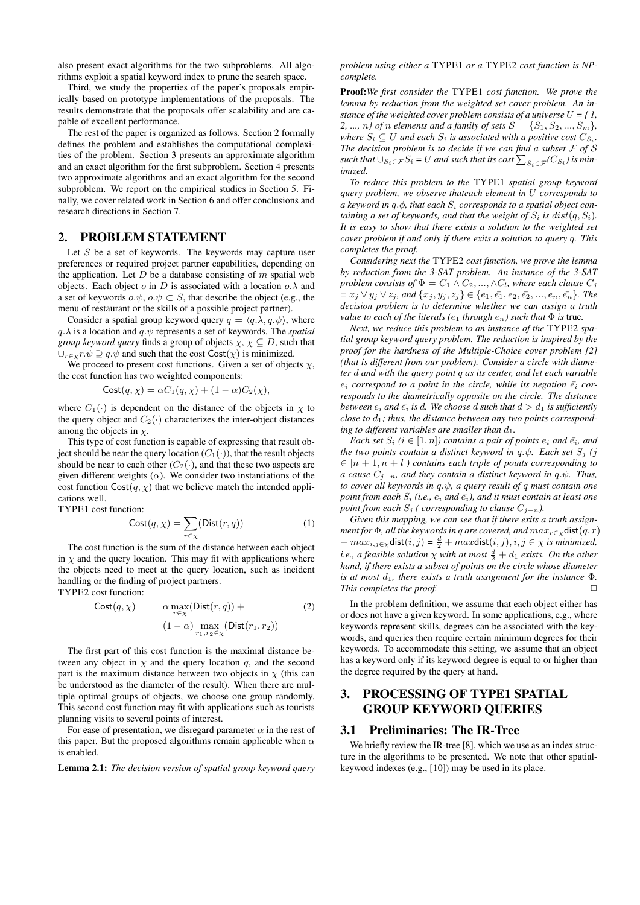also present exact algorithms for the two subproblems. All algorithms exploit a spatial keyword index to prune the search space.

Third, we study the properties of the paper's proposals empirically based on prototype implementations of the proposals. The results demonstrate that the proposals offer scalability and are capable of excellent performance.

The rest of the paper is organized as follows. Section 2 formally defines the problem and establishes the computational complexities of the problem. Section 3 presents an approximate algorithm and an exact algorithm for the first subproblem. Section 4 presents two approximate algorithms and an exact algorithm for the second subproblem. We report on the empirical studies in Section 5. Finally, we cover related work in Section 6 and offer conclusions and research directions in Section 7.

## 2. PROBLEM STATEMENT

Let $S$ be a set of keywords. The keywords may capture user preferences or required project partner capabilities, depending on the application. Let $D$ be a database consisting of $m$ spatial web objects. Each object $o$ in $D$ is associated with a location $o.\lambda$ and a set of keywords $o.\psi$, $o.\psi \subset S$, that describe the object (e.g., the menu of restaurant or the skills of a possible project partner).

Consider a spatial group keyword query $q = \langle q.\lambda, q.\psi \rangle$, where $q.\lambda$ is a location and $q.\psi$ represents a set of keywords. The *spatial group keyword query* finds a group of objects $\chi$, $\chi \subseteq D$, such that $\cup_{r \in \chi} r.\psi \supseteq q.\psi$ and such that the cost $\mathsf{Cost}(\chi)$ is minimized.

We proceed to present cost functions. Given a set of objects $\chi$, the cost function has two weighted components:

$$\mathsf{Cost}(q, \chi) = \alpha C_1(q, \chi) + (1 - \alpha) C_2(\chi),$$

where $C_1(\cdot)$ is dependent on the distance of the objects in $\chi$ to the query object and $C_2(\cdot)$ characterizes the inter-object distances among the objects in $\chi$.

This type of cost function is capable of expressing that result object should be near the query location ($C_1(\cdot)$), that the result objects should be near to each other ($C_2(\cdot)$, and that these two aspects are given different weights ($\alpha$). We consider two instantiations of the cost function $\mathsf{Cost}(q, \chi)$ that we believe match the intended applications well.

TYPE1 cost function:

$$\mathsf{Cost}(q, \chi) = \sum_{r \in \chi} (\mathsf{Dist}(r, q)) \tag{1}$$

The cost function is the sum of the distance between each object in $\chi$ and the query location. This may fit with applications where the objects need to meet at the query location, such as incident handling or the finding of project partners.

TYPE2 cost function:

$$\mathsf{Cost}(q, \chi) = \alpha \max_{r \in \chi} (\mathsf{Dist}(r, q)) + (1 - \alpha) \max_{r_1, r_2 \in \chi} (\mathsf{Dist}(r_1, r_2)) \tag{2}$$

The first part of this cost function is the maximal distance between any object in $\chi$ and the query location $q$, and the second part is the maximum distance between two objects in $\chi$ (this can be understood as the diameter of the result). When there are multiple optimal groups of objects, we choose one group randomly. This second cost function may fit with applications such as tourists planning visits to several points of interest.

For ease of presentation, we disregard parameter $\alpha$ in the rest of this paper. But the proposed algorithms remain applicable when $\alpha$ is enabled.

**Lemma 2.1:** *The decision version of spatial group keyword query problem using either a* TYPE1 *or a* TYPE2 *cost function is NP-complete.*

**Proof:** *We first consider the* TYPE1 *cost function. We prove the lemma by reduction from the weighted set cover problem. An instance of the weighted cover problem consists of a universe $U$ = { 1, 2, ..., $n$} of $n$ elements and a family of sets $\mathcal{S} = \{S_1, S_2, ..., S_m\}$, where $S_i \subseteq U$ and each $S_i$ is associated with a positive cost $C_{S_i}$. The decision problem is to decide if we can find a subset $\mathcal{F}$ of $\mathcal{S}$ such that $\cup_{S_i \in \mathcal{F}} S_i = U$ and such that its cost $\sum_{S_i \in \mathcal{F}} (C_{S_i})$ is minimized.*

*To reduce this problem to the* TYPE1 *spatial group keyword query problem, we observe thateach element in $U$ corresponds to a keyword in $q.\phi$, that each $S_i$ corresponds to a spatial object containing a set of keywords, and that the weight of $S_i$ is $dist(q, S_i)$. It is easy to show that there exists a solution to the weighted set cover problem if and only if there exits a solution to query $q$. This completes the proof.*

*Considering next the* TYPE2 *cost function, we prove the lemma by reduction from the 3-SAT problem. An instance of the 3-SAT problem consists of $\Phi = C_1 \wedge C_2, ..., \wedge C_l$, where each clause $C_j$ = $x_j \vee y_j \vee z_j$, and $\{x_j, y_j, z_j\} \in \{e_1, \bar{e_1}, e_2, \bar{e_2}, ..., e_n, \bar{e_n}\}$. The decision problem is to determine whether we can assign a truth value to each of the literals ($e_1$ through $e_n$) such that $\Phi$ is* true.

*Next, we reduce this problem to an instance of the* TYPE2 *spatial group keyword query problem. The reduction is inspired by the proof for the hardness of the Multiple-Choice cover problem [2] (that is different from our problem). Consider a circle with diameter $d$ and with the query point $q$ as its center, and let each variable $e_i$ correspond to a point in the circle, while its negation $\bar{e_i}$ corresponds to the diametrically opposite on the circle. The distance between $e_i$ and $\bar{e_i}$ is d. We choose d such that $d > d_1$ is sufficiently close to $d_1$; thus, the distance between any two points corresponding to different variables are smaller than $d_1$.*

*Each set $S_i$ ($i \in [1, n]$) contains a pair of points $e_i$ and $\bar{e_i}$, and the two points contain a distinct keyword in $q.\psi$. Each set $S_j$ ($j \in [n+1, n+l]$) contains each triple of points corresponding to a cause $C_{j-n}$, and they contain a distinct keyword in $q.\psi$. Thus, to cover all keywords in $q.\psi$, a query result of $q$ must contain one point from each $S_i$ (i.e., $e_i$ and $\bar{e_i}$), and it must contain at least one point from each $S_j$ ( corresponding to clause $C_{j-n}$).*

*Given this mapping, we can see that if there exits a truth assignment for $\Phi$, all the keywords in $q$ are covered, and $max_{r \in \chi} \mathsf{dist}(q, r)$ + $max_{i,j \in \chi} \mathsf{dist}(i, j)$ = $\frac{d}{2} + max \mathsf{dist}(i, j), i, j \in \chi$ is minimized, i.e., a feasible solution $\chi$ with at most $\frac{d}{2} + d_1$ exists. On the other hand, if there exists a subset of points on the circle whose diameter is at most $d_1$, there exists a truth assignment for the instance $\Phi$. This completes the proof.* □

In the problem definition, we assume that each object either has or does not have a given keyword. In some applications, e.g., where keywords represent skills, degrees can be associated with the keywords, and queries then require certain minimum degrees for their keywords. To accommodate this setting, we assume that an object has a keyword only if its keyword degree is equal to or higher than the degree required by the query at hand.

## 3. PROCESSING OF TYPE1 SPATIAL GROUP KEYWORD QUERIES

### 3.1 Preliminaries: The IR-Tree

We briefly review the IR-tree [8], which we use as an index structure in the algorithms to be presented. We note that other spatial-keyword indexes (e.g., [10]) may be used in its place.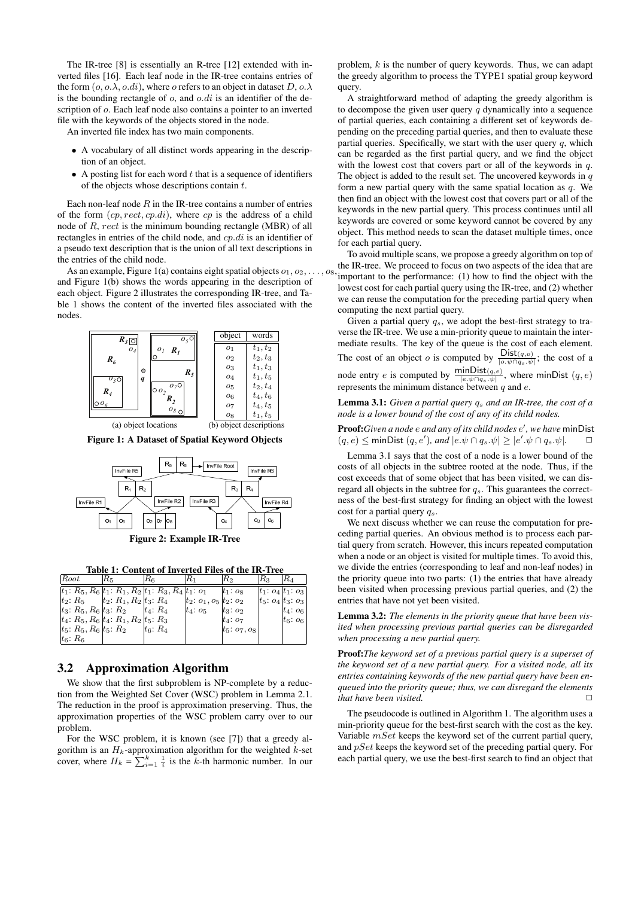The IR-tree [8] is essentially an R-tree [12] extended with inverted files [16]. Each leaf node in the IR-tree contains entries of the form $(o, o.\lambda, o.di)$, where $o$ refers to an object in dataset $D$, $o.\lambda$ is the bounding rectangle of $o$, and $o.di$ is an identifier of the description of $o$. Each leaf node also contains a pointer to an inverted file with the keywords of the objects stored in the node.

An inverted file index has two main components.

- A vocabulary of all distinct words appearing in the description of an object.
- A posting list for each word $t$ that is a sequence of identifiers of the objects whose descriptions contain $t$.

Each non-leaf node $R$ in the IR-tree contains a number of entries of the form $(cp, rect, cp.di)$, where $cp$ is the address of a child node of $R$, $rect$ is the minimum bounding rectangle (MBR) of all rectangles in entries of the child node, and $cp.di$ is an identifier of a pseudo text description that is the union of all text descriptions in the entries of the child node.

As an example, Figure 1(a) contains eight spatial objects $o_1, o_2, \ldots, o_8$, and Figure 1(b) shows the words appearing in the description of each object. Figure 2 illustrates the corresponding IR-tree, and Table 1 shows the content of the inverted files associated with the nodes.

(a) object locations

| object | words |
|---|---|
| $o_1$ | $t_1, t_2$ |
| $o_2$ | $t_2, t_3$ |
| $o_3$ | $t_1, t_3$ |
| $o_4$ | $t_1, t_5$ |
| $o_5$ | $t_2, t_4$ |
| $o_6$ | $t_4, t_6$ |
| $o_7$ | $t_4, t_5$ |
| $o_8$ | $t_1, t_5$ |

(b) object descriptions

**Figure 1: A Dataset of Spatial Keyword Objects**

**Figure 2: Example IR-Tree**

**Table 1: Content of Inverted Files of the IR-Tree**

| $Root$ | $R_5$ | $R_6$ | $R_1$ | $R_2$ | $R_3$ | $R_4$ |
|---|---|---|---|---|---|---|
| $t_1$: $R_5, R_6$ | $t_1$: $R_1, R_2$ | $t_1$: $R_3, R_4$ | $t_1$: $o_1$ | $t_1$: $o_8$ | $t_1$: $o_4$ | $t_1$: $o_3$ |
| $t_2$: $R_5$ | $t_2$: $R_1, R_2$ | $t_3$: $R_4$ | $t_2$: $o_1, o_5$ | $t_2$: $o_2$ | $t_5$: $o_4$ | $t_3$: $o_3$ |
| $t_3$: $R_5, R_6$ | $t_3$: $R_2$ | $t_4$: $R_4$ | $t_4$: $o_5$ | $t_3$: $o_2$ | | $t_4$: $o_6$ |
| $t_4$: $R_5, R_6$ | $t_4$: $R_1, R_2$ | $t_5$: $R_3$ | | $t_4$: $o_7$ | | $t_6$: $o_6$ |
| $t_5$: $R_5, R_6$ | $t_5$: $R_2$ | $t_6$: $R_4$ | | $t_5$: $o_7, o_8$ | | |
| $t_6$: $R_6$ | | | | | | |

## 3.2 Approximation Algorithm

We show that the first subproblem is NP-complete by a reduction from the Weighted Set Cover (WSC) problem in Lemma 2.1. The reduction in the proof is approximation preserving. Thus, the approximation properties of the WSC problem carry over to our problem.

For the WSC problem, it is known (see [7]) that a greedy algorithm is an $H_k$-approximation algorithm for the weighted $k$-set cover, where $H_k = \sum_{i=1}^{k} \frac{1}{i}$ is the $k$-th harmonic number. In our problem, $k$ is the number of query keywords. Thus, we can adapt the greedy algorithm to process the TYPE1 spatial group keyword query.

A straightforward method of adapting the greedy algorithm is to decompose the given user query $q$ dynamically into a sequence of partial queries, each containing a different set of keywords depending on the preceding partial queries, and then to evaluate these partial queries. Specifically, we start with the user query $q$, which can be regarded as the first partial query, and we find the object with the lowest cost that covers part or all of the keywords in $q$. The object is added to the result set. The uncovered keywords in $q$ form a new partial query with the same spatial location as $q$. We then find an object with the lowest cost that covers part or all of the keywords in the new partial query. This process continues until all keywords are covered or some keyword cannot be covered by any object. This method needs to scan the dataset multiple times, once for each partial query.

To avoid multiple scans, we propose a greedy algorithm on top of the IR-tree. We proceed to focus on two aspects of the idea that are important to the performance: (1) how to find the object with the lowest cost for each partial query using the IR-tree, and (2) whether we can reuse the computation for the preceding partial query when computing the next partial query.

Given a partial query $q_s$, we adopt the best-first strategy to traverse the IR-tree. We use a min-priority queue to maintain the intermediate results. The key of the queue is the cost of each element. The cost of an object $o$ is computed by $\frac{\mathsf{Dist}(q,o)}{|o.\psi \cap q_s.\psi|}$; the cost of a node entry $e$ is computed by $\frac{\mathsf{minDist}(q,e)}{|e.\psi \cap q_s.\psi|}$, where $\mathsf{minDist}\ (q, e)$ represents the minimum distance between $q$ and $e$.

**Lemma 3.1:** *Given a partial query $q_s$ and an IR-tree, the cost of a node is a lower bound of the cost of any of its child nodes.*

**Proof:** *Given a node $e$ and any of its child nodes $e'$, we have* $\mathsf{minDist}\ (q, e) \leq \mathsf{minDist}\ (q, e')$, *and* $|e.\psi \cap q_s.\psi| \geq |e'.\psi \cap q_s.\psi|$. □

Lemma 3.1 says that the cost of a node is a lower bound of the costs of all objects in the subtree rooted at the node. Thus, if the cost exceeds that of some object that has been visited, we can disregard all objects in the subtree for $q_s$. This guarantees the correctness of the best-first strategy for finding an object with the lowest cost for a partial query $q_s$.

We next discuss whether we can reuse the computation for preceding partial queries. An obvious method is to process each partial query from scratch. However, this incurs repeated computation when a node or an object is visited for multiple times. To avoid this, we divide the entries (corresponding to leaf and non-leaf nodes) in the priority queue into two parts: (1) the entries that have already been visited when processing previous partial queries, and (2) the entries that have not yet been visited.

**Lemma 3.2:** *The elements in the priority queue that have been visited when processing previous partial queries can be disregarded when processing a new partial query.*

**Proof:** *The keyword set of a previous partial query is a superset of the keyword set of a new partial query. For a visited node, all its entries containing keywords of the new partial query have been enqueued into the priority queue; thus, we can disregard the elements that have been visited.* □

The pseudocode is outlined in Algorithm 1. The algorithm uses a min-priority queue for the best-first search with the cost as the key. Variable $mSet$ keeps the keyword set of the current partial query, and $pSet$ keeps the keyword set of the preceding partial query. For each partial query, we use the best-first search to find an object that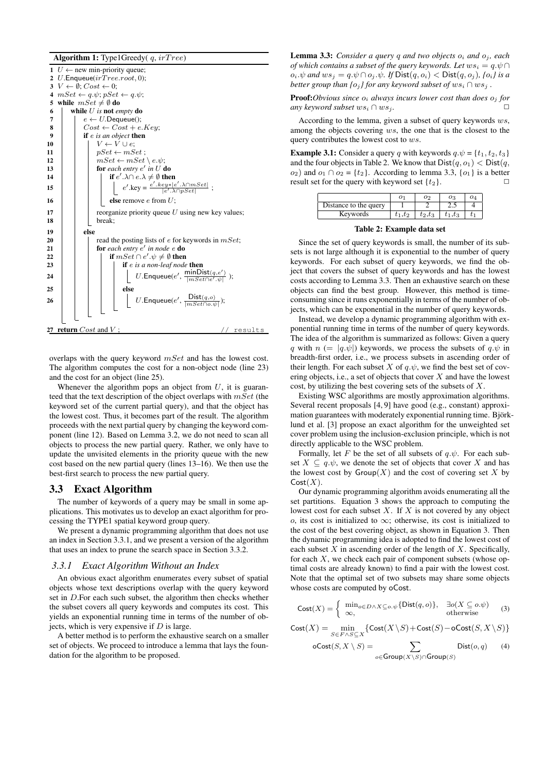**Algorithm 1:** Type1Greedy( $q$, $irTree$)

```
1  U ← new min-priority queue;
2  U.Enqueue(irTree.root, 0);
3  V ← ∅; Cost ← 0;
4  mSet ← q.ψ; pSet ← q.ψ;
5  while mSet ≠ ∅ do
6      while U is not empty do
7          e ← U.Dequeue();
8          Cost ← Cost + e.Key;
9          if e is an object then
10             V ← V ∪ e;
11             pSet ← mSet ;
12             mSet ← mSet \ e.ψ;
13             for each entry e′ in U do
14                 if e′.λ ∩ e.λ ≠ ∅ then
15                     e′.key = e′.key*|e′.λ∩mSet| / |e′.λ∩pSet| ;
16                 else remove e from U;
17             reorganize priority queue U using new key values;
18             break;
19         else
20             read the posting lists of e for keywords in mSet;
21             for each entry e′ in node e do
22                 if mSet ∩ e′.ψ ≠ ∅ then
23                     if e is a non-leaf node then
24                         U.Enqueue(e′, minDist(q,e′) / |mSet∩e′.ψ| );
25                     else
26                         U.Enqueue(e′, Dist(q,o) / |mSet∩o.ψ|);
27 return Cost and V ;                                    // results
```

overlaps with the query keyword $mSet$ and has the lowest cost. The algorithm computes the cost for a non-object node (line 23) and the cost for an object (line 25).

Whenever the algorithm pops an object from $U$, it is guaranteed that the text description of the object overlaps with $mSet$ (the keyword set of the current partial query), and that the object has the lowest cost. Thus, it becomes part of the result. The algorithm proceeds with the next partial query by changing the keyword component (line 12). Based on Lemma 3.2, we do not need to scan all objects to process the new partial query. Rather, we only have to update the unvisited elements in the priority queue with the new cost based on the new partial query (lines 13–16). We then use the best-first search to process the new partial query.

## 3.3 Exact Algorithm

The number of keywords of a query may be small in some applications. This motivates us to develop an exact algorithm for processing the TYPE1 spatial keyword group query.

We present a dynamic programming algorithm that does not use an index in Section 3.3.1, and we present a version of the algorithm that uses an index to prune the search space in Section 3.3.2.

### 3.3.1 Exact Algorithm Without an Index

An obvious exact algorithm enumerates every subset of spatial objects whose text descriptions overlap with the query keyword set in $D$.For each such subset, the algorithm then checks whether the subset covers all query keywords and computes its cost. This yields an exponential running time in terms of the number of objects, which is very expensive if $D$ is large.

A better method is to perform the exhaustive search on a smaller set of objects. We proceed to introduce a lemma that lays the foundation for the algorithm to be proposed.

**Lemma 3.3:** *Consider a query $q$ and two objects $o_i$ and $o_j$, each of which contains a subset of the query keywords. Let $ws_i = q.\psi \cap o_i.\psi$ and $ws_j = q.\psi \cap o_j.\psi$. If $\mathsf{Dist}(q, o_i) < \mathsf{Dist}(q, o_j)$, $\{o_i\}$ is a better group than $\{o_j\}$ for any keyword subset of $ws_i \cap ws_j$ .*

**Proof:** *Obvious since $o_i$ always incurs lower cost than does $o_j$ for any keyword subset $ws_i \cap ws_j$.* □

According to the lemma, given a subset of query keywords $ws$, among the objects covering $ws$, the one that is the closest to the query contributes the lowest cost to $ws$.

**Example 3.1:** Consider a query $q$ with keywords $q.\psi = \{t_1, t_2, t_3\}$ and the four objects in Table 2. We know that $\mathsf{Dist}(q, o_1) < \mathsf{Dist}(q, o_2)$ and $o_1 \cap o_2 = \{t_2\}$. According to lemma 3.3, $\{o_1\}$ is a better result set for the query with keyword set $\{t_2\}$. □

| | $o_1$ | $o_2$ | $o_3$ | $o_4$ |
|---|---|---|---|---|
| Distance to the query | 1 | 2 | 2.5 | 4 |
| Keywords | $t_1$,$t_2$ | $t_2$,$t_3$ | $t_1$,$t_3$ | $t_1$ |

**Table 2: Example data set**

Since the set of query keywords is small, the number of its subsets is not large although it is exponential to the number of query keywords. For each subset of query keywords, we find the object that covers the subset of query keywords and has the lowest costs according to Lemma 3.3. Then an exhaustive search on these objects can find the best group. However, this method is time-consuming since it runs exponentially in terms of the number of objects, which can be exponential in the number of query keywords.

Instead, we develop a dynamic programming algorithm with exponential running time in terms of the number of query keywords. The idea of the algorithm is summarized as follows: Given a query $q$ with $n$ $(= |q.\psi|)$ keywords, we process the subsets of $q.\psi$ in breadth-first order, i.e., we process subsets in ascending order of their length. For each subset $X$ of $q.\psi$, we find the best set of covering objects, i.e., a set of objects that cover $X$ and have the lowest cost, by utilizing the best covering sets of the subsets of $X$.

Existing WSC algorithms are mostly approximation algorithms. Several recent proposals [4, 9] have good (e.g., constant) approximation guarantees with moderately exponential running time. Björklund et al. [3] propose an exact algorithm for the unweighted set cover problem using the inclusion-exclusion principle, which is not directly applicable to the WSC problem.

Formally, let $F$ be the set of all subsets of $q.\psi$. For each subset $X \subseteq q.\psi$, we denote the set of objects that cover $X$ and has the lowest cost by $\mathsf{Group}(X)$ and the cost of covering set $X$ by $\mathsf{Cost}(X)$.

Our dynamic programming algorithm avoids enumerating all the set partitions. Equation 3 shows the approach to computing the lowest cost for each subset $X$. If $X$ is not covered by any object $o$, its cost is initialized to $\infty$; otherwise, its cost is initialized to the cost of the best covering object, as shown in Equation 3. Then the dynamic programming idea is adopted to find the lowest cost of each subset $X$ in ascending order of the length of $X$. Specifically, for each $X$, we check each pair of component subsets (whose optimal costs are already known) to find a pair with the lowest cost. Note that the optimal set of two subsets may share some objects whose costs are computed by $\mathsf{oCost}$.

$$\mathsf{Cost}(X) = \begin{cases} \min_{o \in D \wedge X \subseteq o.\psi}\{\mathsf{Dist}(q, o)\}, & \exists o(X \subseteq o.\psi) \\ \infty, & \text{otherwise} \end{cases} \quad (3)$$

$$\mathsf{Cost}(X) = \min_{S \in F \wedge S \subseteq X}\{\mathsf{Cost}(X \setminus S) + \mathsf{Cost}(S) - \mathsf{oCost}(S, X \setminus S)\}$$

$$\mathsf{oCost}(S, X \setminus S) = \sum_{o \in \mathsf{Group}(X \setminus S) \cap \mathsf{Group}(S)} \mathsf{Dist}(o, q) \quad (4)$$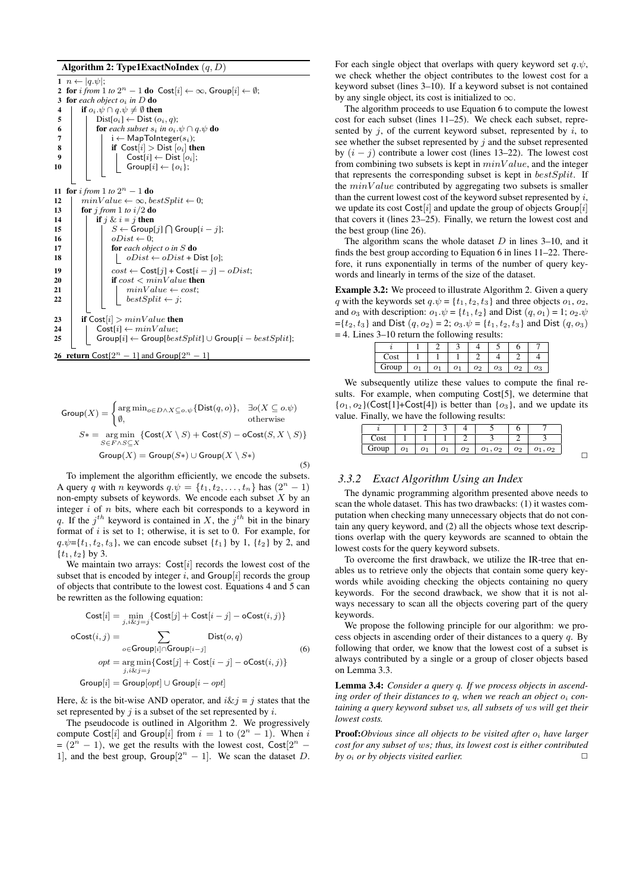**Algorithm 2: Type1ExactNoIndex** $(q, D)$

```
1  n ← |q.ψ|;
2  for i from 1 to 2^n − 1 do Cost[i] ← ∞, Group[i] ← ∅;
3  for each object o_i in D do
4      if o_i.ψ ∩ q.ψ ≠ ∅ then
5          Dist[o_i] ← Dist (o_i, q);
6          for each subset s_i in o_i.ψ ∩ q.ψ do
7              i ← MapToInteger(s_i);
8              if Cost[i] > Dist [o_i] then
9                  Cost[i] ← Dist [o_i];
10                 Group[i] ← {o_i};

11 for i from 1 to 2^n − 1 do
12     minValue ← ∞, bestSplit ← 0;
13     for j from 1 to i/2 do
14         if j & i = j then
15             S ← Group[j] ⋂ Group[i − j];
16             oDist ← 0;
17             for each object o in S do
18                 oDist ← oDist + Dist [o];
19             cost ← Cost[j] + Cost[i − j] − oDist;
20             if cost < minValue then
21                 minValue ← cost;
22                 bestSplit ← j;

23     if Cost[i] > minValue then
24         Cost[i] ← minValue;
25         Group[i] ← Group[bestSplit] ∪ Group[i − bestSplit];

26 return Cost[2^n − 1] and Group[2^n − 1]
```

$$
\begin{aligned}
\mathsf{Group}(X) &= \begin{cases} \arg\min_{o \in D \wedge X \subseteq o.\psi}\{\mathsf{Dist}(q,o)\}, & \exists o(X \subseteq o.\psi) \\ \emptyset, & \text{otherwise} \end{cases} \\
S* &= \underset{S \in F \wedge S \subseteq X}{\arg\min}\ \{\mathsf{Cost}(X \setminus S) + \mathsf{Cost}(S) - \mathsf{oCost}(S, X \setminus S)\} \\
\mathsf{Group}(X) &= \mathsf{Group}(S*) \cup \mathsf{Group}(X \setminus S*)
\end{aligned} \tag{5}
$$

To implement the algorithm efficiently, we encode the subsets. A query $q$ with $n$ keywords $q.\psi = \{t_1, t_2, \ldots, t_n\}$ has $(2^n - 1)$ non-empty subsets of keywords. We encode each subset $X$ by an integer $i$ of $n$ bits, where each bit corresponds to a keyword in $q$. If the $j^{th}$ keyword is contained in $X$, the $j^{th}$ bit in the binary format of $i$ is set to 1; otherwise, it is set to 0. For example, for $q.\psi$=$\{t_1, t_2, t_3\}$, we can encode subset $\{t_1\}$ by 1, $\{t_2\}$ by 2, and $\{t_1, t_2\}$ by 3.

We maintain two arrays: $\mathsf{Cost}[i]$ records the lowest cost of the subset that is encoded by integer $i$, and $\mathsf{Group}[i]$ records the group of objects that contribute to the lowest cost. Equations 4 and 5 can be rewritten as the following equation:

$$
\begin{aligned}
\mathsf{Cost}[i] &= \min_{j, i\&j=j}\{\mathsf{Cost}[j] + \mathsf{Cost}[i-j] - \mathsf{oCost}(i,j)\} \\
\mathsf{oCost}(i,j) &= \sum_{o \in \mathsf{Group}[i] \cap \mathsf{Group}[i-j]} \mathsf{Dist}(o,q) \\
opt &= \underset{j, i\&j=j}{\arg\min}\{\mathsf{Cost}[j] + \mathsf{Cost}[i-j] - \mathsf{oCost}(i,j)\} \\
\mathsf{Group}[i] &= \mathsf{Group}[opt] \cup \mathsf{Group}[i - opt]
\end{aligned} \tag{6}
$$

Here, $\&$ is the bit-wise AND operator, and $i\&j = j$ states that the set represented by $j$ is a subset of the set represented by $i$.

The pseudocode is outlined in Algorithm 2. We progressively compute $\mathsf{Cost}[i]$ and $\mathsf{Group}[i]$ from $i = 1$ to $(2^n - 1)$. When $i = (2^n - 1)$, we get the results with the lowest cost, $\mathsf{Cost}[2^n - 1]$, and the best group, $\mathsf{Group}[2^n - 1]$. We scan the dataset $D$. For each single object that overlaps with query keyword set $q.\psi$, we check whether the object contributes to the lowest cost for a keyword subset (lines 3–10). If a keyword subset is not contained by any single object, its cost is initialized to $\infty$.

The algorithm proceeds to use Equation 6 to compute the lowest cost for each subset (lines 11–25). We check each subset, represented by $j$, of the current keyword subset, represented by $i$, to see whether the subset represented by $j$ and the subset represented by $(i-j)$ contribute a lower cost (lines 13–22). The lowest cost from combining two subsets is kept in $minValue$, and the integer that represents the corresponding subset is kept in $bestSplit$. If the $minValue$ contributed by aggregating two subsets is smaller than the current lowest cost of the keyword subset represented by $i$, we update its cost $\mathsf{Cost}[i]$ and update the group of objects $\mathsf{Group}[i]$ that covers it (lines 23–25). Finally, we return the lowest cost and the best group (line 26).

The algorithm scans the whole dataset $D$ in lines 3–10, and it finds the best group according to Equation 6 in lines 11–22. Therefore, it runs exponentially in terms of the number of query keywords and linearly in terms of the size of the dataset.

**Example 3.2:** We proceed to illustrate Algorithm 2. Given a query $q$ with the keywords set $q.\psi = \{t_1, t_2, t_3\}$ and three objects $o_1$, $o_2$, and $o_3$ with description: $o_1.\psi = \{t_1, t_2\}$ and $\mathsf{Dist}\ (q, o_1) = 1$; $o_2.\psi = \{t_2, t_3\}$ and $\mathsf{Dist}\ (q, o_2) = 2$; $o_3.\psi = \{t_1, t_2, t_3\}$ and $\mathsf{Dist}\ (q, o_3) = 4$. Lines 3–10 return the following results:

| $i$ | 1 | 2 | 3 | 4 | 5 | 6 | 7 |
|---|---|---|---|---|---|---|---|
| Cost | 1 | 1 | 1 | 2 | 4 | 2 | 4 |
| Group | $o_1$ | $o_1$ | $o_1$ | $o_2$ | $o_3$ | $o_2$ | $o_3$ |

We subsequently utilize these values to compute the final results. For example, when computing $\mathsf{Cost}[5]$, we determine that $\{o_1, o_2\}$($\mathsf{Cost}[1]$+$\mathsf{Cost}[4]$) is better than $\{o_3\}$, and we update its value. Finally, we have the following results:

| $i$ | 1 | 2 | 3 | 4 | 5 | 6 | 7 |
|---|---|---|---|---|---|---|---|
| Cost | 1 | 1 | 1 | 2 | 3 | 2 | 3 |
| Group | $o_1$ | $o_1$ | $o_1$ | $o_2$ | $o_1, o_2$ | $o_2$ | $o_1, o_2$ |

□

### 3.3.2 Exact Algorithm Using an Index

The dynamic programming algorithm presented above needs to scan the whole dataset. This has two drawbacks: (1) it wastes computation when checking many unnecessary objects that do not contain any query keyword, and (2) all the objects whose text descriptions overlap with the query keywords are scanned to obtain the lowest costs for the query keyword subsets.

To overcome the first drawback, we utilize the IR-tree that enables us to retrieve only the objects that contain some query keywords while avoiding checking the objects containing no query keywords. For the second drawback, we show that it is not always necessary to scan all the objects covering part of the query keywords.

We propose the following principle for our algorithm: we process objects in ascending order of their distances to a query $q$. By following that order, we know that the lowest cost of a subset is always contributed by a single or a group of closer objects based on Lemma 3.3.

**Lemma 3.4:** *Consider a query $q$. If we process objects in ascending order of their distances to $q$, when we reach an object $o_i$ containing a query keyword subset $ws$, all subsets of $ws$ will get their lowest costs.*

**Proof:** *Obvious since all objects to be visited after $o_i$ have larger cost for any subset of $ws$; thus, its lowest cost is either contributed by $o_i$ or by objects visited earlier.* □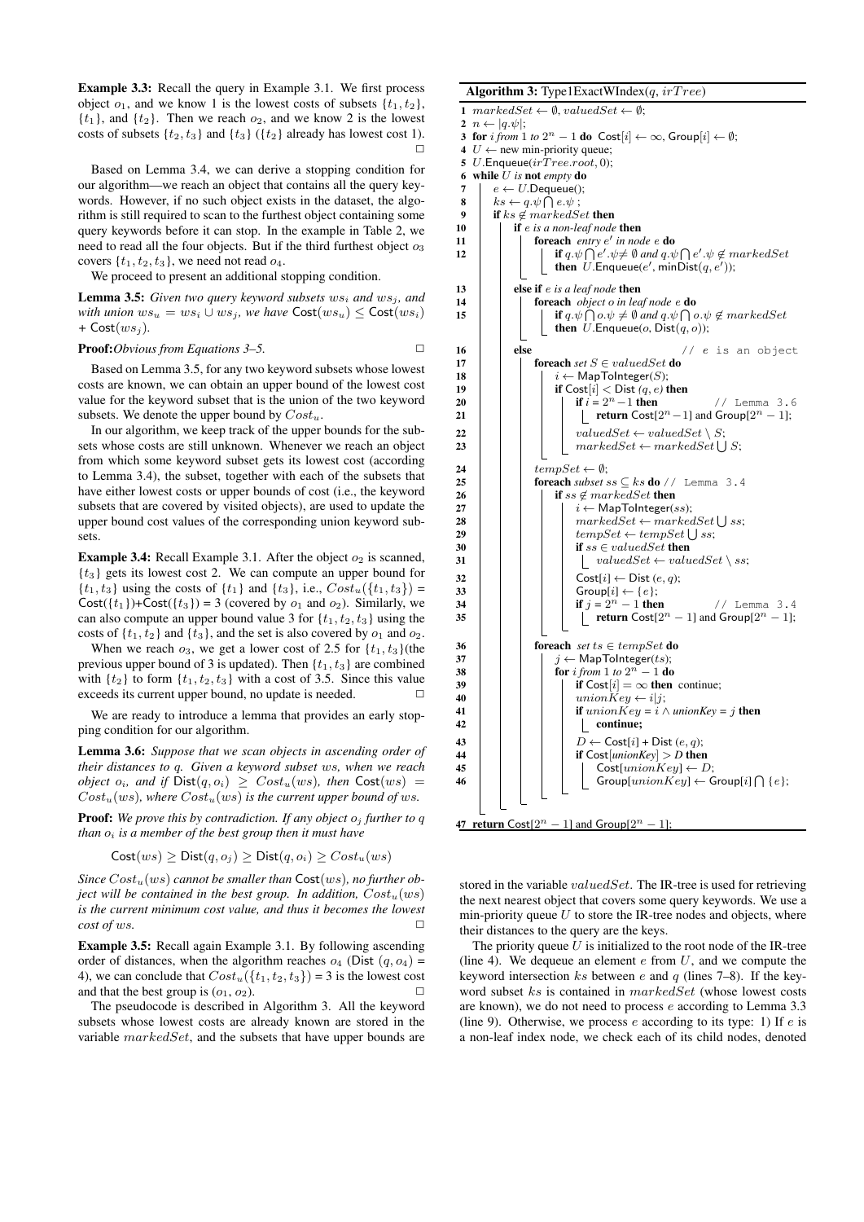**Example 3.3:** Recall the query in Example 3.1. We first process object $o_1$, and we know 1 is the lowest costs of subsets $\{t_1, t_2\}$, $\{t_1\}$, and $\{t_2\}$. Then we reach $o_2$, and we know 2 is the lowest costs of subsets $\{t_2, t_3\}$ and $\{t_3\}$ ($\{t_2\}$ already has lowest cost 1). □

Based on Lemma 3.4, we can derive a stopping condition for our algorithm—we reach an object that contains all the query keywords. However, if no such object exists in the dataset, the algorithm is still required to scan to the furthest object containing some query keywords before it can stop. In the example in Table 2, we need to read all the four objects. But if the third furthest object $o_3$ covers $\{t_1, t_2, t_3\}$, we need not read $o_4$.

We proceed to present an additional stopping condition.

**Lemma 3.5:** *Given two query keyword subsets $ws_i$ and $ws_j$, and with union $ws_u = ws_i \cup ws_j$, we have $\mathsf{Cost}(ws_u) \leq \mathsf{Cost}(ws_i) + \mathsf{Cost}(ws_j)$.*

**Proof:** *Obvious from Equations 3–5.* □

Based on Lemma 3.5, for any two keyword subsets whose lowest costs are known, we can obtain an upper bound of the lowest cost value for the keyword subset that is the union of the two keyword subsets. We denote the upper bound by $Cost_u$.

In our algorithm, we keep track of the upper bounds for the subsets whose costs are still unknown. Whenever we reach an object from which some keyword subset gets its lowest cost (according to Lemma 3.4), the subset, together with each of the subsets that have either lowest costs or upper bounds of cost (i.e., the keyword subsets that are covered by visited objects), are used to update the upper bound cost values of the corresponding union keyword subsets.

**Example 3.4:** Recall Example 3.1. After the object $o_2$ is scanned, $\{t_3\}$ gets its lowest cost 2. We can compute an upper bound for $\{t_1, t_3\}$ using the costs of $\{t_1\}$ and $\{t_3\}$, i.e., $Cost_u(\{t_1, t_3\}) = \mathsf{Cost}(\{t_1\}) + \mathsf{Cost}(\{t_3\}) = 3$ (covered by $o_1$ and $o_2$). Similarly, we can also compute an upper bound value 3 for $\{t_1, t_2, t_3\}$ using the costs of $\{t_1, t_2\}$ and $\{t_3\}$, and the set is also covered by $o_1$ and $o_2$.

When we reach $o_3$, we get a lower cost of 2.5 for $\{t_1, t_3\}$ (the previous upper bound of 3 is updated). Then $\{t_1, t_3\}$ are combined with $\{t_2\}$ to form $\{t_1, t_2, t_3\}$ with a cost of 3.5. Since this value exceeds its current upper bound, no update is needed. □

We are ready to introduce a lemma that provides an early stopping condition for our algorithm.

**Lemma 3.6:** *Suppose that we scan objects in ascending order of their distances to q. Given a keyword subset ws, when we reach object $o_i$, and if $\mathsf{Dist}(q, o_i) \geq Cost_u(ws)$, then $\mathsf{Cost}(ws) = Cost_u(ws)$, where $Cost_u(ws)$ is the current upper bound of ws.*

**Proof:** *We prove this by contradiction. If any object $o_j$ further to q than $o_i$ is a member of the best group then it must have*

$$\mathsf{Cost}(ws) \geq \mathsf{Dist}(q, o_j) \geq \mathsf{Dist}(q, o_i) \geq Cost_u(ws)$$

*Since $Cost_u(ws)$ cannot be smaller than $\mathsf{Cost}(ws)$, no further object will be contained in the best group. In addition, $Cost_u(ws)$ is the current minimum cost value, and thus it becomes the lowest cost of ws.* □

**Example 3.5:** Recall again Example 3.1. By following ascending order of distances, when the algorithm reaches $o_4$ ($\mathsf{Dist}(q, o_4) = 4$), we can conclude that $Cost_u(\{t_1, t_2, t_3\}) = 3$ is the lowest cost and that the best group is $(o_1, o_2)$. □

The pseudocode is described in Algorithm 3. All the keyword subsets whose lowest costs are already known are stored in the variable $markedSet$, and the subsets that have upper bounds are stored in the variable $valuedSet$. The IR-tree is used for retrieving the next nearest object that covers some query keywords. We use a min-priority queue $U$ to store the IR-tree nodes and objects, where their distances to the query are the keys.

The priority queue $U$ is initialized to the root node of the IR-tree (line 4). We dequeue an element $e$ from $U$, and we compute the keyword intersection $ks$ between $e$ and $q$ (lines 7–8). If the keyword subset $ks$ is contained in $markedSet$ (whose lowest costs are known), we do not need to process $e$ according to Lemma 3.3 (line 9). Otherwise, we process $e$ according to its type: 1) If $e$ is a non-leaf index node, we check each of its child nodes, denoted

**Algorithm 3:** Type1ExactWIndex($q$, $irTree$)

```
1  markedSet ← ∅, valuedSet ← ∅;
2  n ← |q.ψ|;
3  for i from 1 to 2^n − 1 do Cost[i] ← ∞, Group[i] ← ∅;
4  U ← new min-priority queue;
5  U.Enqueue(irTree.root, 0);
6  while U is not empty do
7      e ← U.Dequeue();
8      ks ← q.ψ ∩ e.ψ ;
9      if ks ∉ markedSet then
10         if e is a non-leaf node then
11             foreach entry e' in node e do
12                 if q.ψ ∩ e'.ψ ≠ ∅ and q.ψ ∩ e'.ψ ∉ markedSet
                   then U.Enqueue(e', minDist(q, e'));
13         else if e is a leaf node then
14             foreach object o in leaf node e do
15                 if q.ψ ∩ o.ψ ≠ ∅ and q.ψ ∩ o.ψ ∉ markedSet
                   then U.Enqueue(o, Dist(q, o));
16         else                                  // e is an object
17             foreach set S ∈ valuedSet do
18                 i ← MapToInteger(S);
19                 if Cost[i] < Dist (q, e) then
20                     if i = 2^n − 1 then            // Lemma 3.6
21                         return Cost[2^n − 1] and Group[2^n − 1];
22                     valuedSet ← valuedSet \ S;
23                     markedSet ← markedSet ∪ S;
24             tempSet ← ∅;
25             foreach subset ss ⊆ ks do // Lemma 3.4
26                 if ss ∉ markedSet then
27                     i ← MapToInteger(ss);
28                     markedSet ← markedSet ∪ ss;
29                     tempSet ← tempSet ∪ ss;
30                     if ss ∈ valuedSet then
31                         valuedSet ← valuedSet \ ss;
32                     Cost[i] ← Dist (e, q);
33                     Group[i] ← {e};
34                     if j = 2^n − 1 then            // Lemma 3.4
35                         return Cost[2^n − 1] and Group[2^n − 1];
36             foreach set ts ∈ tempSet do
37                 j ← MapToInteger(ts);
38                 for i from 1 to 2^n − 1 do
39                     if Cost[i] = ∞ then continue;
40                     unionKey ← i|j;
41                     if unionKey = i ∧ unionKey = j then
42                         continue;
43                     D ← Cost[i] + Dist (e, q);
44                     if Cost[unionKey] > D then
45                         Cost[unionKey] ← D;
46                         Group[unionKey] ← Group[i] ∩ {e};
47 return Cost[2^n − 1] and Group[2^n − 1];
```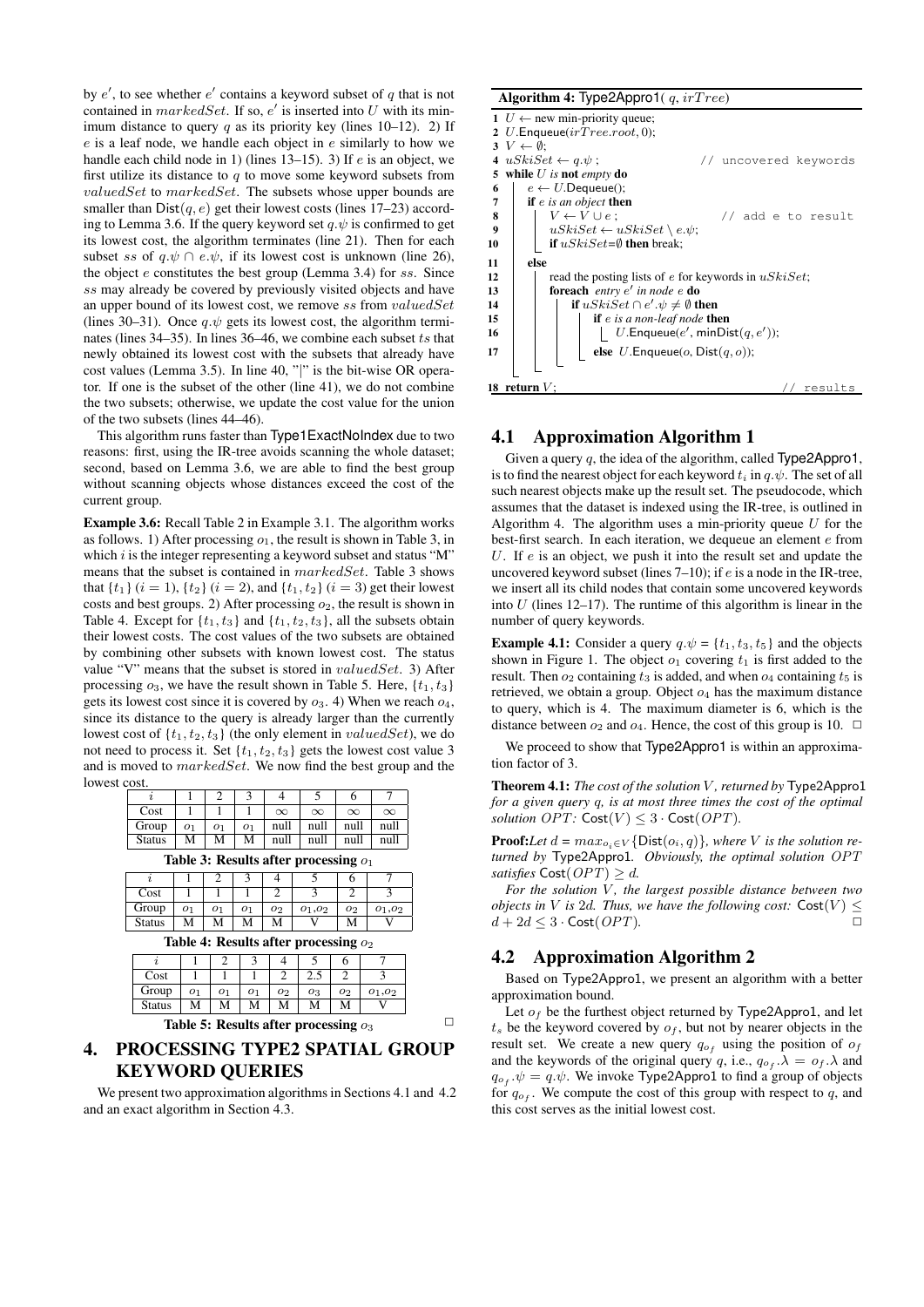by $e'$, to see whether $e'$ contains a keyword subset of $q$ that is not contained in $markedSet$. If so, $e'$ is inserted into $U$ with its minimum distance to query $q$ as its priority key (lines 10–12). 2) If $e$ is a leaf node, we handle each object in $e$ similarly to how we handle each child node in 1) (lines 13–15). 3) If $e$ is an object, we first utilize its distance to $q$ to move some keyword subsets from $valuedSet$ to $markedSet$. The subsets whose upper bounds are smaller than $\mathsf{Dist}(q, e)$ get their lowest costs (lines 17–23) according to Lemma 3.6. If the query keyword set $q.\psi$ is confirmed to get its lowest cost, the algorithm terminates (line 21). Then for each subset $ss$ of $q.\psi \cap e.\psi$, if its lowest cost is unknown (line 26), the object $e$ constitutes the best group (Lemma 3.4) for $ss$. Since $ss$ may already be covered by previously visited objects and have an upper bound of its lowest cost, we remove $ss$ from $valuedSet$ (lines 30–31). Once $q.\psi$ gets its lowest cost, the algorithm terminates (lines 34–35). In lines 36–46, we combine each subset $ts$ that newly obtained its lowest cost with the subsets that already have cost values (Lemma 3.5). In line 40, "|" is the bit-wise OR operator. If one is the subset of the other (line 41), we do not combine the two subsets; otherwise, we update the cost value for the union of the two subsets (lines 44–46).

This algorithm runs faster than Type1ExactNoIndex due to two reasons: first, using the IR-tree avoids scanning the whole dataset; second, based on Lemma 3.6, we are able to find the best group without scanning objects whose distances exceed the cost of the current group.

**Example 3.6:** Recall Table 2 in Example 3.1. The algorithm works as follows. 1) After processing $o_1$, the result is shown in Table 3, in which $i$ is the integer representing a keyword subset and status "M" means that the subset is contained in $markedSet$. Table 3 shows that $\{t_1\}$ ($i = 1$), $\{t_2\}$ ($i = 2$), and $\{t_1, t_2\}$ ($i = 3$) get their lowest costs and best groups. 2) After processing $o_2$, the result is shown in Table 4. Except for $\{t_1, t_3\}$ and $\{t_1, t_2, t_3\}$, all the subsets obtain their lowest costs. The cost values of the two subsets are obtained by combining other subsets with known lowest cost. The status value "V" means that the subset is stored in $valuedSet$. 3) After processing $o_3$, we have the result shown in Table 5. Here, $\{t_1, t_3\}$ gets its lowest cost since it is covered by $o_3$. 4) When we reach $o_4$, since its distance to the query is already larger than the currently lowest cost of $\{t_1, t_2, t_3\}$ (the only element in $valuedSet$), we do not need to process it. Set $\{t_1, t_2, t_3\}$ gets the lowest cost value 3 and is moved to $markedSet$. We now find the best group and the lowest cost.

| $i$ | 1 | 2 | 3 | 4 | 5 | 6 | 7 |
|---|---|---|---|---|---|---|---|
| Cost | 1 | 1 | 1 | $\infty$ | $\infty$ | $\infty$ | $\infty$ |
| Group | $o_1$ | $o_1$ | $o_1$ | null | null | null | null |
| Status | M | M | M | null | null | null | null |

**Table 3: Results after processing $o_1$**

| $i$ | 1 | 2 | 3 | 4 | 5 | 6 | 7 |
|---|---|---|---|---|---|---|---|
| Cost | 1 | 1 | 1 | 2 | 3 | 2 | 3 |
| Group | $o_1$ | $o_1$ | $o_1$ | $o_2$ | $o_1$,$o_2$ | $o_2$ | $o_1$,$o_2$ |
| Status | M | M | M | M | V | M | V |

**Table 4: Results after processing $o_2$**

| $i$ | 1 | 2 | 3 | 4 | 5 | 6 | 7 |
|---|---|---|---|---|---|---|---|
| Cost | 1 | 1 | 1 | 2 | 2.5 | 2 | 3 |
| Group | $o_1$ | $o_1$ | $o_1$ | $o_2$ | $o_3$ | $o_2$ | $o_1$,$o_2$ |
| Status | M | M | M | M | M | M | V |

**Table 5: Results after processing $o_3$** □

# 4. PROCESSING TYPE2 SPATIAL GROUP KEYWORD QUERIES

We present two approximation algorithms in Sections 4.1 and 4.2 and an exact algorithm in Section 4.3.

**Algorithm 4:** Type2Appro1( $q$, $irTree$)

```
1  U ← new min-priority queue;
2  U.Enqueue(irTree.root, 0);
3  V ← ∅;
4  uSkiSet ← q.ψ ;                          // uncovered keywords
5  while U is not empty do
6      e ← U.Dequeue();
7      if e is an object then
8          V ← V ∪ e ;                      // add e to result
9          uSkiSet ← uSkiSet \ e.ψ;
10         if uSkiSet=∅ then break;
11     else
12         read the posting lists of e for keywords in uSkiSet;
13         foreach entry e' in node e do
14             if uSkiSet ∩ e'.ψ ≠ ∅ then
15                 if e is a non-leaf node then
16                     U.Enqueue(e', minDist(q, e'));
17                 else U.Enqueue(o, Dist(q, o));
18 return V;                                // results
```

## 4.1 Approximation Algorithm 1

Given a query $q$, the idea of the algorithm, called Type2Appro1, is to find the nearest object for each keyword $t_i$ in $q.\psi$. The set of all such nearest objects make up the result set. The pseudocode, which assumes that the dataset is indexed using the IR-tree, is outlined in Algorithm 4. The algorithm uses a min-priority queue $U$ for the best-first search. In each iteration, we dequeue an element $e$ from $U$. If $e$ is an object, we push it into the result set and update the uncovered keyword subset (lines 7–10); if $e$ is a node in the IR-tree, we insert all its child nodes that contain some uncovered keywords into $U$ (lines 12–17). The runtime of this algorithm is linear in the number of query keywords.

**Example 4.1:** Consider a query $q.\psi = \{t_1, t_3, t_5\}$ and the objects shown in Figure 1. The object $o_1$ covering $t_1$ is first added to the result. Then $o_2$ containing $t_3$ is added, and when $o_4$ containing $t_5$ is retrieved, we obtain a group. Object $o_4$ has the maximum distance to query, which is 4. The maximum diameter is 6, which is the distance between $o_2$ and $o_4$. Hence, the cost of this group is 10. □

We proceed to show that Type2Appro1 is within an approximation factor of 3.

**Theorem 4.1:** *The cost of the solution $V$, returned by* Type2Appro1 *for a given query q, is at most three times the cost of the optimal solution $OPT$: $\mathsf{Cost}(V) \leq 3 \cdot \mathsf{Cost}(OPT)$.*

**Proof:***Let $d = max_{o_i \in V}\{\mathsf{Dist}(o_i, q)\}$, where $V$ is the solution returned by* Type2Appro1*. Obviously, the optimal solution $OPT$ satisfies $\mathsf{Cost}(OPT) \geq d$.*

*For the solution $V$, the largest possible distance between two objects in $V$ is $2d$. Thus, we have the following cost: $\mathsf{Cost}(V) \leq d + 2d \leq 3 \cdot \mathsf{Cost}(OPT)$.* □

## 4.2 Approximation Algorithm 2

Based on Type2Appro1, we present an algorithm with a better approximation bound.

Let $o_f$ be the furthest object returned by Type2Appro1, and let $t_s$ be the keyword covered by $o_f$, but not by nearer objects in the result set. We create a new query $q_{o_f}$ using the position of $o_f$ and the keywords of the original query $q$, i.e., $q_{o_f}.\lambda = o_f.\lambda$ and $q_{o_f}.\psi = q.\psi$. We invoke Type2Appro1 to find a group of objects for $q_{o_f}$. We compute the cost of this group with respect to $q$, and this cost serves as the initial lowest cost.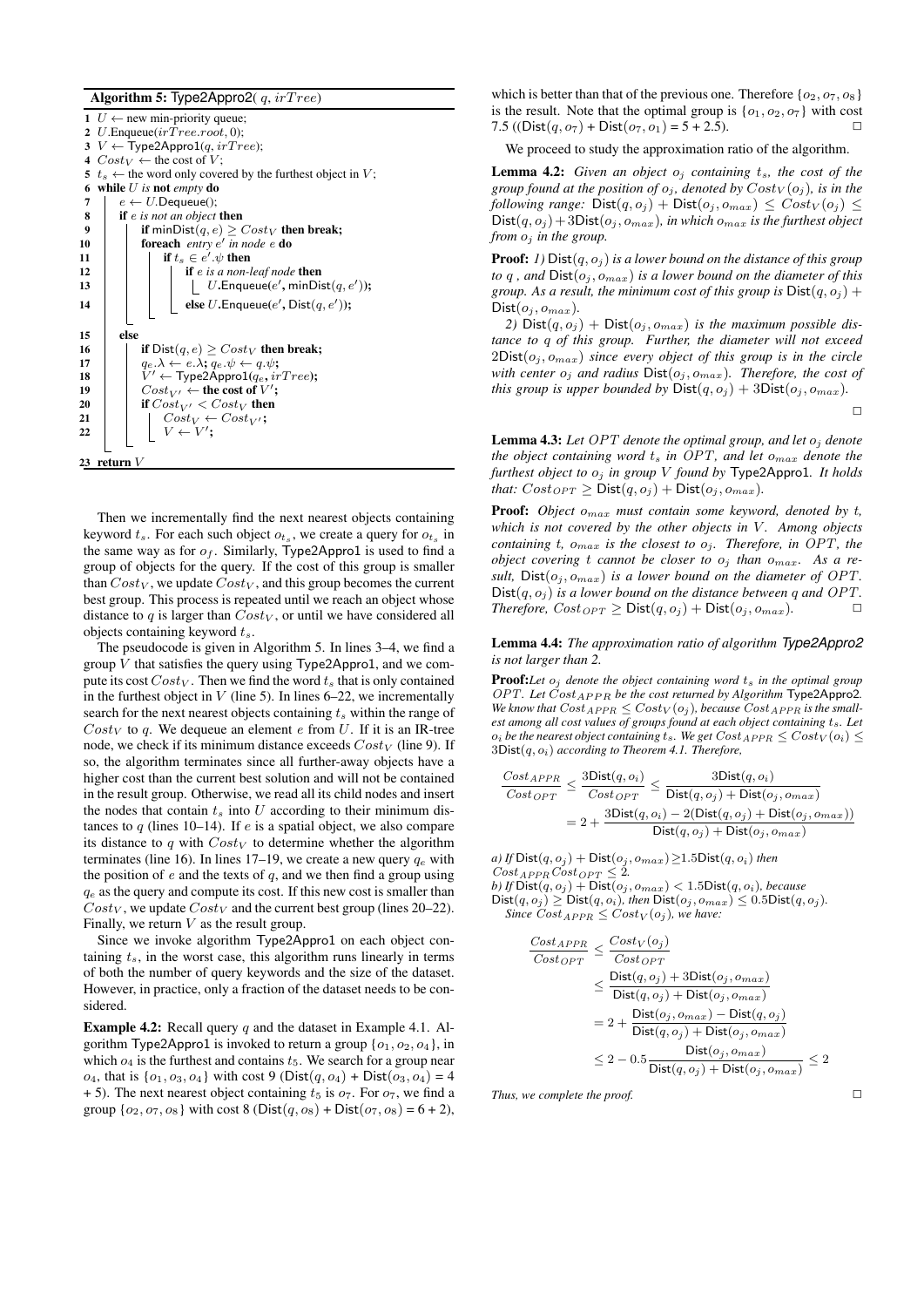**Algorithm 5:** Type2Appro2( $q$, $irTree$)

```
1  U ← new min-priority queue;
2  U.Enqueue(irTree.root, 0);
3  V ← Type2Appro1(q, irTree);
4  Cost_V ← the cost of V;
5  t_s ← the word only covered by the furthest object in V;
6  while U is not empty do
7      e ← U.Dequeue();
8      if e is not an object then
9          if minDist(q, e) ≥ Cost_V then break;
10         foreach entry e' in node e do
11             if t_s ∈ e'.ψ then
12                 if e is a non-leaf node then
13                     U.Enqueue(e', minDist(q, e'));
14                 else U.Enqueue(e', Dist(q, e'));
15     else
16         if Dist(q, e) ≥ Cost_V then break;
17         q_e.λ ← e.λ; q_e.ψ ← q.ψ;
18         V' ← Type2Appro1(q_e, irTree);
19         Cost_V' ← the cost of V';
20         if Cost_V' < Cost_V then
21             Cost_V ← Cost_V';
22             V ← V';
23 return V
```

Then we incrementally find the next nearest objects containing keyword $t_s$. For each such object $o_{t_s}$, we create a query for $o_{t_s}$ in the same way as for $o_f$. Similarly, Type2Appro1 is used to find a group of objects for the query. If the cost of this group is smaller than $Cost_V$, we update $Cost_V$, and this group becomes the current best group. This process is repeated until we reach an object whose distance to $q$ is larger than $Cost_V$, or until we have considered all objects containing keyword $t_s$.

The pseudocode is given in Algorithm 5. In lines 3–4, we find a group $V$ that satisfies the query using Type2Appro1, and we compute its cost $Cost_V$. Then we find the word $t_s$ that is only contained in the furthest object in $V$ (line 5). In lines 6–22, we incrementally search for the next nearest objects containing $t_s$ within the range of $Cost_V$ to $q$. We dequeue an element $e$ from $U$. If it is an IR-tree node, we check if its minimum distance exceeds $Cost_V$ (line 9). If so, the algorithm terminates since all further-away objects have a higher cost than the current best solution and will not be contained in the result group. Otherwise, we read all its child nodes and insert the nodes that contain $t_s$ into $U$ according to their minimum distances to $q$ (lines 10–14). If $e$ is a spatial object, we also compare its distance to $q$ with $Cost_V$ to determine whether the algorithm terminates (line 16). In lines 17–19, we create a new query $q_e$ with the position of $e$ and the texts of $q$, and we then find a group using $q_e$ as the query and compute its cost. If this new cost is smaller than $Cost_V$, we update $Cost_V$ and the current best group (lines 20–22). Finally, we return $V$ as the result group.

Since we invoke algorithm Type2Appro1 on each object containing $t_s$, in the worst case, this algorithm runs linearly in terms of both the number of query keywords and the size of the dataset. However, in practice, only a fraction of the dataset needs to be considered.

**Example 4.2:** Recall query $q$ and the dataset in Example 4.1. Algorithm Type2Appro1 is invoked to return a group $\{o_1, o_2, o_4\}$, in which $o_4$ is the furthest and contains $t_5$. We search for a group near $o_4$, that is $\{o_1, o_3, o_4\}$ with cost 9 (Dist($q, o_4$) + Dist($o_3, o_4$) = 4 + 5). The next nearest object containing $t_5$ is $o_7$. For $o_7$, we find a group $\{o_2, o_7, o_8\}$ with cost 8 (Dist($q, o_8$) + Dist($o_7, o_8$) = 6 + 2), which is better than that of the previous one. Therefore $\{o_2, o_7, o_8\}$ is the result. Note that the optimal group is $\{o_1, o_2, o_7\}$ with cost 7.5 ((Dist($q, o_7$) + Dist($o_7, o_1$) = 5 + 2.5). □

We proceed to study the approximation ratio of the algorithm.

**Lemma 4.2:** *Given an object $o_j$ containing $t_s$, the cost of the group found at the position of $o_j$, denoted by $Cost_V(o_j)$, is in the following range:* $\mathsf{Dist}(q, o_j) + \mathsf{Dist}(o_j, o_{max}) \le Cost_V(o_j) \le \mathsf{Dist}(q, o_j) + 3\mathsf{Dist}(o_j, o_{max})$*, in which $o_{max}$ is the furthest object from $o_j$ in the group.*

**Proof:** *1) $\mathsf{Dist}(q, o_j)$ is a lower bound on the distance of this group to $q$ , and $\mathsf{Dist}(o_j, o_{max})$ is a lower bound on the diameter of this group. As a result, the minimum cost of this group is $\mathsf{Dist}(q, o_j) + \mathsf{Dist}(o_j, o_{max})$.*

*2) $\mathsf{Dist}(q, o_j) + \mathsf{Dist}(o_j, o_{max})$ is the maximum possible distance to $q$ of this group. Further, the diameter will not exceed $2\mathsf{Dist}(o_j, o_{max})$ since every object of this group is in the circle with center $o_j$ and radius $\mathsf{Dist}(o_j, o_{max})$. Therefore, the cost of this group is upper bounded by $\mathsf{Dist}(q, o_j) + 3\mathsf{Dist}(o_j, o_{max})$.*

□

**Lemma 4.3:** *Let $OPT$ denote the optimal group, and let $o_j$ denote the object containing word $t_s$ in $OPT$, and let $o_{max}$ denote the furthest object to $o_j$ in group $V$ found by* Type2Appro1*. It holds that: $Cost_{OPT} \ge \mathsf{Dist}(q, o_j) + \mathsf{Dist}(o_j, o_{max})$.*

**Proof:** *Object $o_{max}$ must contain some keyword, denoted by $t$, which is not covered by the other objects in $V$. Among objects containing $t$, $o_{max}$ is the closest to $o_j$. Therefore, in $OPT$, the object covering $t$ cannot be closer to $o_j$ than $o_{max}$. As a result, $\mathsf{Dist}(o_j, o_{max})$ is a lower bound on the diameter of $OPT$. $\mathsf{Dist}(q, o_j)$ is a lower bound on the distance between $q$ and $OPT$. Therefore, $Cost_{OPT} \ge \mathsf{Dist}(q, o_j) + \mathsf{Dist}(o_j, o_{max})$.* □

**Lemma 4.4:** *The approximation ratio of algorithm* **Type2Appro2** *is not larger than 2.*

**Proof:***Let $o_j$ denote the object containing word $t_s$ in the optimal group $OPT$. Let $Cost_{APPR}$ be the cost returned by Algorithm* Type2Appro2*. We know that $Cost_{APPR} \le Cost_V(o_j)$, because $Cost_{APPR}$ is the smallest among all cost values of groups found at each object containing $t_s$. Let $o_i$ be the nearest object containing $t_s$. We get $Cost_{APPR} \le Cost_V(o_i) \le 3\mathsf{Dist}(q, o_i)$ according to Theorem 4.1. Therefore,*

$$\frac{Cost_{APPR}}{Cost_{OPT}} \le \frac{3\mathsf{Dist}(q, o_i)}{Cost_{OPT}} \le \frac{3\mathsf{Dist}(q, o_i)}{\mathsf{Dist}(q, o_j) + \mathsf{Dist}(o_j, o_{max})}$$
$$= 2 + \frac{3\mathsf{Dist}(q, o_i) - 2(\mathsf{Dist}(q, o_j) + \mathsf{Dist}(o_j, o_{max}))}{\mathsf{Dist}(q, o_j) + \mathsf{Dist}(o_j, o_{max})}$$

*a) If $\mathsf{Dist}(q, o_j) + \mathsf{Dist}(o_j, o_{max}) \ge 1.5\mathsf{Dist}(q, o_i)$ then $Cost_{APPR} Cost_{OPT} \le 2$.*
*b) If $\mathsf{Dist}(q, o_j) + \mathsf{Dist}(o_j, o_{max}) < 1.5\mathsf{Dist}(q, o_i)$, because $\mathsf{Dist}(q, o_j) \ge \mathsf{Dist}(q, o_i)$, then $\mathsf{Dist}(o_j, o_{max}) \le 0.5\mathsf{Dist}(q, o_j)$. Since $Cost_{APPR} \le Cost_V(o_j)$, we have:*

$$\begin{aligned}
\frac{Cost_{APPR}}{Cost_{OPT}} &\le \frac{Cost_V(o_j)}{Cost_{OPT}} \\
&\le \frac{\mathsf{Dist}(q, o_j) + 3\mathsf{Dist}(o_j, o_{max})}{\mathsf{Dist}(q, o_j) + \mathsf{Dist}(o_j, o_{max})} \\
&= 2 + \frac{\mathsf{Dist}(o_j, o_{max}) - \mathsf{Dist}(q, o_j)}{\mathsf{Dist}(q, o_j) + \mathsf{Dist}(o_j, o_{max})} \\
&\le 2 - 0.5\frac{\mathsf{Dist}(o_j, o_{max})}{\mathsf{Dist}(q, o_j) + \mathsf{Dist}(o_j, o_{max})} \le 2
\end{aligned}$$

*Thus, we complete the proof.* □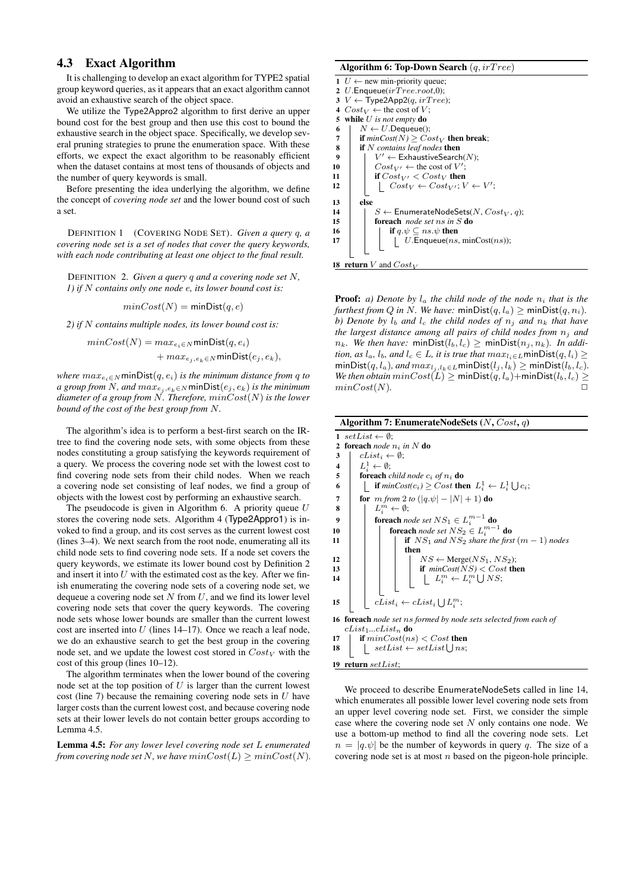### 4.3 Exact Algorithm

It is challenging to develop an exact algorithm for TYPE2 spatial group keyword queries, as it appears that an exact algorithm cannot avoid an exhaustive search of the object space.

We utilize the Type2Appro2 algorithm to first derive an upper bound cost for the best group and then use this cost to bound the exhaustive search in the object space. Specifically, we develop several pruning strategies to prune the enumeration space. With these efforts, we expect the exact algorithm to be reasonably efficient when the dataset contains at most tens of thousands of objects and the number of query keywords is small.

Before presenting the idea underlying the algorithm, we define the concept of *covering node set* and the lower bound cost of such a set.

DEFINITION 1 (COVERING NODE SET). *Given a query q, a covering node set is a set of nodes that cover the query keywords, with each node contributing at least one object to the final result.*

DEFINITION 2. *Given a query q and a covering node set N, 1) if N contains only one node e, its lower bound cost is:*

$$minCost(N) = \mathsf{minDist}(q, e)$$

*2) if N contains multiple nodes, its lower bound cost is:*

$$minCost(N) = max_{e_i \in N}\mathsf{minDist}(q, e_i) + max_{e_j, e_k \in N}\mathsf{minDist}(e_j, e_k),$$

*where $max_{e_i \in N}\mathsf{minDist}(q, e_i)$ is the minimum distance from q to a group from N, and $max_{e_j, e_k \in N}\mathsf{minDist}(e_j, e_k)$ is the minimum diameter of a group from N. Therefore, $minCost(N)$ is the lower bound of the cost of the best group from N.*

The algorithm's idea is to perform a best-first search on the IR-tree to find the covering node sets, with some objects from these nodes constituting a group satisfying the keywords requirement of a query. We process the covering node set with the lowest cost to find covering node sets from their child nodes. When we reach a covering node set consisting of leaf nodes, we find a group of objects with the lowest cost by performing an exhaustive search.

The pseudocode is given in Algorithm 6. A priority queue $U$ stores the covering node sets. Algorithm 4 (Type2Appro1) is invoked to find a group, and its cost serves as the current lowest cost (lines 3–4). We next search from the root node, enumerating all its child node sets to find covering node sets. If a node set covers the query keywords, we estimate its lower bound cost by Definition 2 and insert it into $U$ with the estimated cost as the key. After we finish enumerating the covering node sets of a covering node set, we dequeue a covering node set $N$ from $U$, and we find its lower level covering node sets that cover the query keywords. The covering node sets whose lower bounds are smaller than the current lowest cost are inserted into $U$ (lines 14–17). Once we reach a leaf node, we do an exhaustive search to get the best group in the covering node set, and we update the lowest cost stored in $Cost_V$ with the cost of this group (lines 10–12).

The algorithm terminates when the lower bound of the covering node set at the top position of $U$ is larger than the current lowest cost (line 7) because the remaining covering node sets in $U$ have larger costs than the current lowest cost, and because covering node sets at their lower levels do not contain better groups according to Lemma 4.5.

**Lemma 4.5:** *For any lower level covering node set L enumerated from covering node set N, we have $minCost(L) \geq minCost(N)$.*

**Algorithm 6: Top-Down Search** $(q, irTree)$

```
1  U ← new min-priority queue;
2  U.Enqueue(irTree.root,0);
3  V ← Type2App2(q, irTree);
4  Cost_V ← the cost of V;
5  while U is not empty do
6      N ← U.Dequeue();
7      if minCost(N) ≥ Cost_V then break;
8      if N contains leaf nodes then
9          V' ← ExhaustiveSearch(N);
10         Cost_V' ← the cost of V';
11         if Cost_V' < Cost_V then
12             Cost_V ← Cost_V'; V ← V';
13     else
14         S ← EnumerateNodeSets(N, Cost_V, q);
15         foreach node set ns in S do
16             if q.ψ ⊆ ns.ψ then
17                 U.Enqueue(ns, minCost(ns));
18 return V and Cost_V
```

**Proof:** *a) Denote by $l_a$ the child node of the node $n_i$ that is the furthest from Q in N. We have: $\mathsf{minDist}(q, l_a) \geq \mathsf{minDist}(q, n_i)$. b) Denote by $l_b$ and $l_c$ the child nodes of $n_j$ and $n_k$ that have the largest distance among all pairs of child nodes from $n_j$ and $n_k$. We then have: $\mathsf{minDist}(l_b, l_c) \geq \mathsf{minDist}(n_j, n_k)$. In addition, as $l_a$, $l_b$, and $l_c \in L$, it is true that $max_{l_i \in L}\mathsf{minDist}(q, l_i) \geq \mathsf{minDist}(q, l_a)$, and $max_{l_j, l_k \in L}\mathsf{minDist}(l_j, l_k) \geq \mathsf{minDist}(l_b, l_c)$. We then obtain $minCost(L) \geq \mathsf{minDist}(q, l_a) + \mathsf{minDist}(l_b, l_c) \geq minCost(N)$.* □

**Algorithm 7: EnumerateNodeSets** $(N, Cost, q)$

```
1  setList ← ∅;
2  foreach node n_i in N do
3      cList_i ← ∅;
4      L_i^1 ← ∅;
5      foreach child node c_i of n_i do
6          if minCost(c_i) ≥ Cost then L_i^1 ← L_i^1 ⋃ c_i;
7      for m from 2 to (|q.ψ| − |N| + 1) do
8          L_i^m ← ∅;
9          foreach node set NS_1 ∈ L_i^{m−1} do
10             foreach node set NS_2 ∈ L_i^{m−1} do
11                 if NS_1 and NS_2 share the first (m − 1) nodes
                   then
12                     NS ← Merge(NS_1, NS_2);
13                     if minCost(NS) < Cost then
14                         L_i^m ← L_i^m ⋃ NS;
15         cList_i ← cList_i ⋃ L_i^m;
16 foreach node set ns formed by node sets selected from each of
   cList_1...cList_n do
17     if minCost(ns) < Cost then
18         setList ← setList ⋃ ns;
19 return setList;
```

We proceed to describe EnumerateNodeSets called in line 14, which enumerates all possible lower level covering node sets from an upper level covering node set. First, we consider the simple case where the covering node set $N$ only contains one node. We use a bottom-up method to find all the covering node sets. Let $n = |q.\psi|$ be the number of keywords in query $q$. The size of a covering node set is at most $n$ based on the pigeon-hole principle.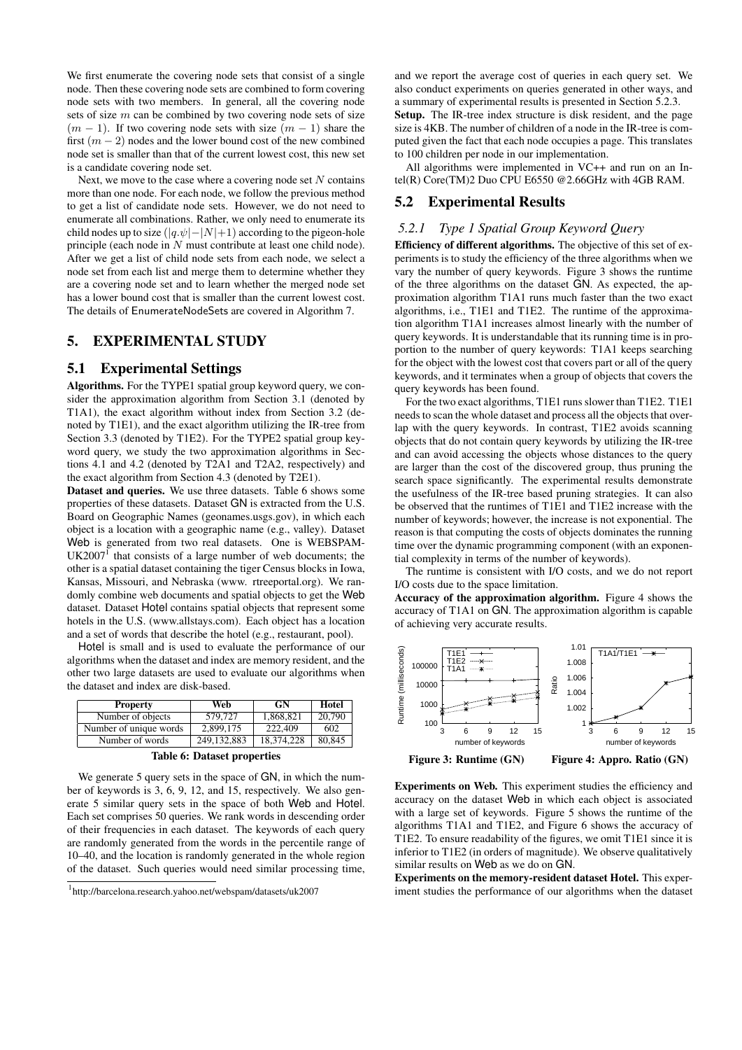We first enumerate the covering node sets that consist of a single node. Then these covering node sets are combined to form covering node sets with two members. In general, all the covering node sets of size $m$ can be combined by two covering node sets of size $(m-1)$. If two covering node sets with size $(m-1)$ share the first $(m-2)$ nodes and the lower bound cost of the new combined node set is smaller than that of the current lowest cost, this new set is a candidate covering node set.

Next, we move to the case where a covering node set $N$ contains more than one node. For each node, we follow the previous method to get a list of candidate node sets. However, we do not need to enumerate all combinations. Rather, we only need to enumerate its child nodes up to size $(|q.\psi|-|N|+1)$ according to the pigeon-hole principle (each node in $N$ must contribute at least one child node). After we get a list of child node sets from each node, we select a node set from each list and merge them to determine whether they are a covering node set and to learn whether the merged node set has a lower bound cost that is smaller than the current lowest cost. The details of EnumerateNodeSets are covered in Algorithm 7.

# 5. EXPERIMENTAL STUDY

## 5.1 Experimental Settings

**Algorithms.** For the TYPE1 spatial group keyword query, we consider the approximation algorithm from Section 3.1 (denoted by T1A1), the exact algorithm without index from Section 3.2 (denoted by T1E1), and the exact algorithm utilizing the IR-tree from Section 3.3 (denoted by T1E2). For the TYPE2 spatial group keyword query, we study the two approximation algorithms in Sections 4.1 and 4.2 (denoted by T2A1 and T2A2, respectively) and the exact algorithm from Section 4.3 (denoted by T2E1).

**Dataset and queries.** We use three datasets. Table 6 shows some properties of these datasets. Dataset GN is extracted from the U.S. Board on Geographic Names (geonames.usgs.gov), in which each object is a location with a geographic name (e.g., valley). Dataset Web is generated from two real datasets. One is WEBSPAM-UK2007[1] that consists of a large number of web documents; the other is a spatial dataset containing the tiger Census blocks in Iowa, Kansas, Missouri, and Nebraska (www. rtreeportal.org). We randomly combine web documents and spatial objects to get the Web dataset. Dataset Hotel contains spatial objects that represent some hotels in the U.S. (www.allstays.com). Each object has a location and a set of words that describe the hotel (e.g., restaurant, pool).

Hotel is small and is used to evaluate the performance of our algorithms when the dataset and index are memory resident, and the other two large datasets are used to evaluate our algorithms when the dataset and index are disk-based.

| Property | Web | GN | Hotel |
|---|---|---|---|
| Number of objects | 579,727 | 1,868,821 | 20,790 |
| Number of unique words | 2,899,175 | 222,409 | 602 |
| Number of words | 249,132,883 | 18,374,228 | 80,845 |

**Table 6: Dataset properties**

We generate 5 query sets in the space of GN, in which the number of keywords is 3, 6, 9, 12, and 15, respectively. We also generate 5 similar query sets in the space of both Web and Hotel. Each set comprises 50 queries. We rank words in descending order of their frequencies in each dataset. The keywords of each query are randomly generated from the words in the percentile range of 10–40, and the location is randomly generated in the whole region of the dataset. Such queries would need similar processing time, and we report the average cost of queries in each query set. We also conduct experiments on queries generated in other ways, and a summary of experimental results is presented in Section 5.2.3.

**Setup.** The IR-tree index structure is disk resident, and the page size is 4KB. The number of children of a node in the IR-tree is computed given the fact that each node occupies a page. This translates to 100 children per node in our implementation.

All algorithms were implemented in VC++ and run on an Intel(R) Core(TM)2 Duo CPU E6550 @2.66GHz with 4GB RAM.

## 5.2 Experimental Results

### *5.2.1 Type 1 Spatial Group Keyword Query*

**Efficiency of different algorithms.** The objective of this set of experiments is to study the efficiency of the three algorithms when we vary the number of query keywords. Figure 3 shows the runtime of the three algorithms on the dataset GN. As expected, the approximation algorithm T1A1 runs much faster than the two exact algorithms, i.e., T1E1 and T1E2. The runtime of the approximation algorithm T1A1 increases almost linearly with the number of query keywords. It is understandable that its running time is in proportion to the number of query keywords: T1A1 keeps searching for the object with the lowest cost that covers part or all of the query keywords, and it terminates when a group of objects that covers the query keywords has been found.

For the two exact algorithms, T1E1 runs slower than T1E2. T1E1 needs to scan the whole dataset and process all the objects that overlap with the query keywords. In contrast, T1E2 avoids scanning objects that do not contain query keywords by utilizing the IR-tree and can avoid accessing the objects whose distances to the query are larger than the cost of the discovered group, thus pruning the search space significantly. The experimental results demonstrate the usefulness of the IR-tree based pruning strategies. It can also be observed that the runtimes of T1E1 and T1E2 increase with the number of keywords; however, the increase is not exponential. The reason is that computing the costs of objects dominates the running time over the dynamic programming component (with an exponential complexity in terms of the number of keywords).

The runtime is consistent with I/O costs, and we do not report I/O costs due to the space limitation.

**Accuracy of the approximation algorithm.** Figure 4 shows the accuracy of T1A1 on GN. The approximation algorithm is capable of achieving very accurate results.

Runtime (milliseconds)
T1E1
T1E2
T1A1
100000
10000
1000
100
3 6 9 12 15
number of keywords

**Figure 3: Runtime (GN)**

Ratio
T1A1/T1E1
1.01
1.008
1.006
1.004
1.002
1
3 6 9 12 15
number of keywords

**Figure 4: Appro. Ratio (GN)**

**Experiments on Web.** This experiment studies the efficiency and accuracy on the dataset Web in which each object is associated with a large set of keywords. Figure 5 shows the runtime of the algorithms T1A1 and T1E2, and Figure 6 shows the accuracy of T1E2. To ensure readability of the figures, we omit T1E1 since it is inferior to T1E2 (in orders of magnitude). We observe qualitatively similar results on Web as we do on GN.

**Experiments on the memory-resident dataset Hotel.** This experiment studies the performance of our algorithms when the dataset

[1] http://barcelona.research.yahoo.net/webspam/datasets/uk2007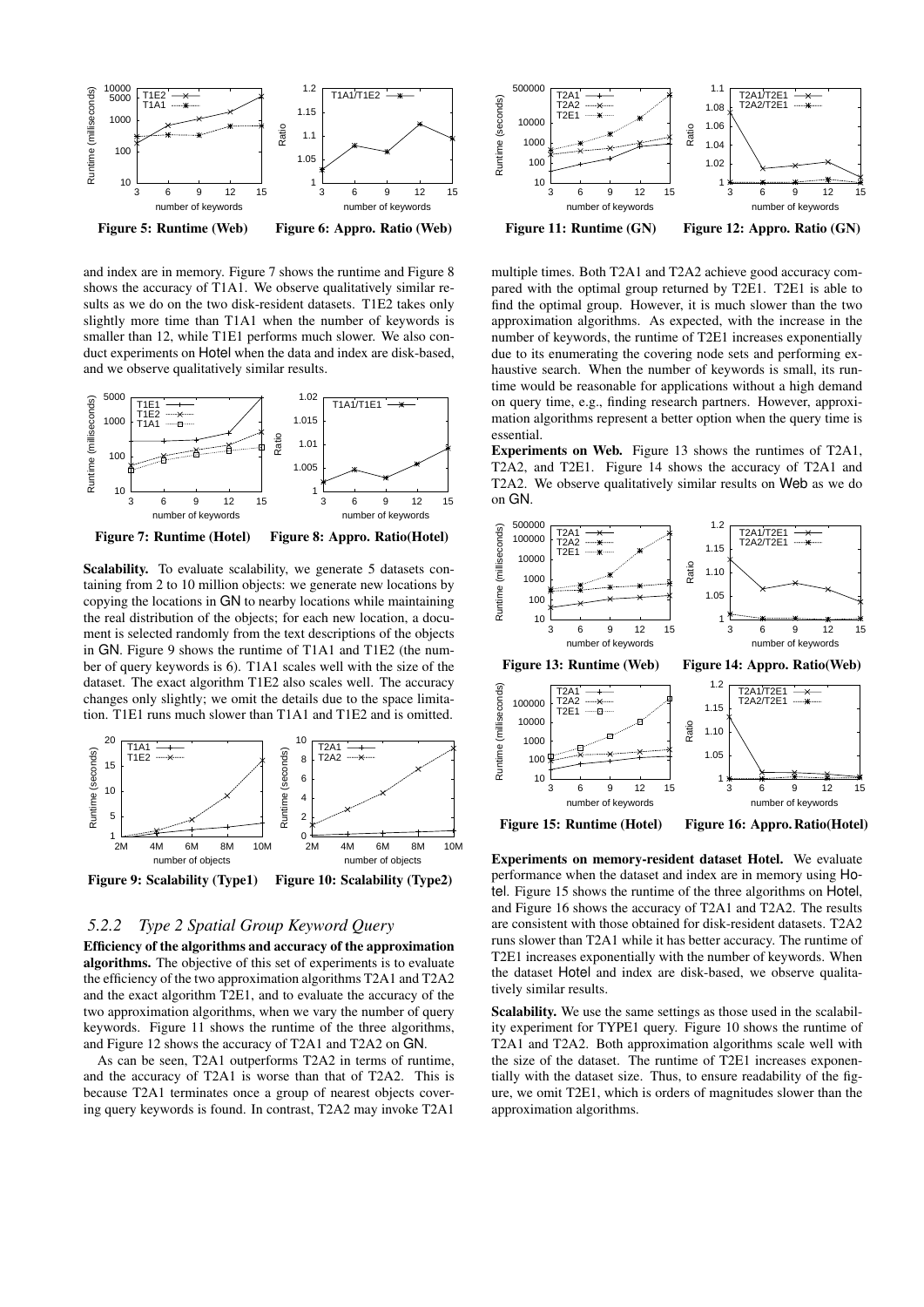10000
5000
1000
100
10
Runtime (milliseconds)
T1E2
T1A1
3 6 9 12 15
number of keywords

Figure 5: Runtime (Web)

1.2
1.15
1.1
1.05
1
Ratio
T1A1/T1E2
3 6 9 12 15
number of keywords

Figure 6: Appro. Ratio (Web)

and index are in memory. Figure 7 shows the runtime and Figure 8 shows the accuracy of T1A1. We observe qualitatively similar results as we do on the two disk-resident datasets. T1E2 takes only slightly more time than T1A1 when the number of keywords is smaller than 12, while T1E1 performs much slower. We also conduct experiments on Hotel when the data and index are disk-based, and we observe qualitatively similar results.

5000
1000
100
10
Runtime (milliseconds)
T1E1
T1E2
T1A1
3 6 9 12 15
number of keywords

Figure 7: Runtime (Hotel)

1.02
1.015
1.01
1.005
1
Ratio
T1A1/T1E1
3 6 9 12 15
number of keywords

Figure 8: Appro. Ratio(Hotel)

**Scalability.** To evaluate scalability, we generate 5 datasets containing from 2 to 10 million objects: we generate new locations by copying the locations in GN to nearby locations while maintaining the real distribution of the objects; for each new location, a document is selected randomly from the text descriptions of the objects in GN. Figure 9 shows the runtime of T1A1 and T1E2 (the number of query keywords is 6). T1A1 scales well with the size of the dataset. The exact algorithm T1E2 also scales well. The accuracy changes only slightly; we omit the details due to the space limitation. T1E1 runs much slower than T1A1 and T1E2 and is omitted.

20
15
10
5
1
Runtime (seconds)
T1A1
T1E2
2M 4M 6M 8M 10M
number of objects

Figure 9: Scalability (Type1)

10
8
6
4
2
0
Runtime (seconds)
T2A1
T2A2
2M 4M 6M 8M 10M
number of objects

Figure 10: Scalability (Type2)

### 5.2.2 Type 2 Spatial Group Keyword Query

**Efficiency of the algorithms and accuracy of the approximation algorithms.** The objective of this set of experiments is to evaluate the efficiency of the two approximation algorithms T2A1 and T2A2 and the exact algorithm T2E1, and to evaluate the accuracy of the two approximation algorithms, when we vary the number of query keywords. Figure 11 shows the runtime of the three algorithms, and Figure 12 shows the accuracy of T2A1 and T2A2 on GN.

As can be seen, T2A1 outperforms T2A2 in terms of runtime, and the accuracy of T2A1 is worse than that of T2A2. This is because T2A1 terminates once a group of nearest objects covering query keywords is found. In contrast, T2A2 may invoke T2A1 multiple times. Both T2A1 and T2A2 achieve good accuracy compared with the optimal group returned by T2E1. T2E1 is able to find the optimal group. However, it is much slower than the two approximation algorithms. As expected, with the increase in the number of keywords, the runtime of T2E1 increases exponentially due to its enumerating the covering node sets and performing exhaustive search. When the number of keywords is small, its runtime would be reasonable for applications without a high demand on query time, e.g., finding research partners. However, approximation algorithms represent a better option when the query time is essential.

500000
10000
1000
100
10
Runtime (seconds)
T2A1
T2A2
T2E1
3 6 9 12 15
number of keywords

Figure 11: Runtime (GN)

1.1
1.08
1.06
1.04
1.02
1
Ratio
T2A1/T2E1
T2A2/T2E1
3 6 9 12 15
number of keywords

Figure 12: Appro. Ratio (GN)

**Experiments on Web.** Figure 13 shows the runtimes of T2A1, T2A2, and T2E1. Figure 14 shows the accuracy of T2A1 and T2A2. We observe qualitatively similar results on Web as we do on GN.

500000
100000
10000
1000
100
10
Runtime (milliseconds)
T2A1
T2A2
T2E1
3 6 9 12 15
number of keywords

Figure 13: Runtime (Web)

1.2
1.15
1.10
1.05
1
Ratio
T2A1/T2E1
T2A2/T2E1
3 6 9 12 15
number of keywords

Figure 14: Appro. Ratio(Web)

100000
10000
1000
100
10
Runtime (milliseconds)
T2A1
T2A2
T2E1
3 6 9 12 15
number of keywords

Figure 15: Runtime (Hotel)

1.2
1.15
1.10
1.05
1
Ratio
T2A1/T2E1
T2A2/T2E1
3 6 9 12 15
number of keywords

Figure 16: Appro. Ratio(Hotel)

**Experiments on memory-resident dataset Hotel.** We evaluate performance when the dataset and index are in memory using Hotel. Figure 15 shows the runtime of the three algorithms on Hotel, and Figure 16 shows the accuracy of T2A1 and T2A2. The results are consistent with those obtained for disk-resident datasets. T2A2 runs slower than T2A1 while it has better accuracy. The runtime of T2E1 increases exponentially with the number of keywords. When the dataset Hotel and index are disk-based, we observe qualitatively similar results.

**Scalability.** We use the same settings as those used in the scalability experiment for TYPE1 query. Figure 10 shows the runtime of T2A1 and T2A2. Both approximation algorithms scale well with the size of the dataset. The runtime of T2E1 increases exponentially with the dataset size. Thus, to ensure readability of the figure, we omit T2E1, which is orders of magnitudes slower than the approximation algorithms.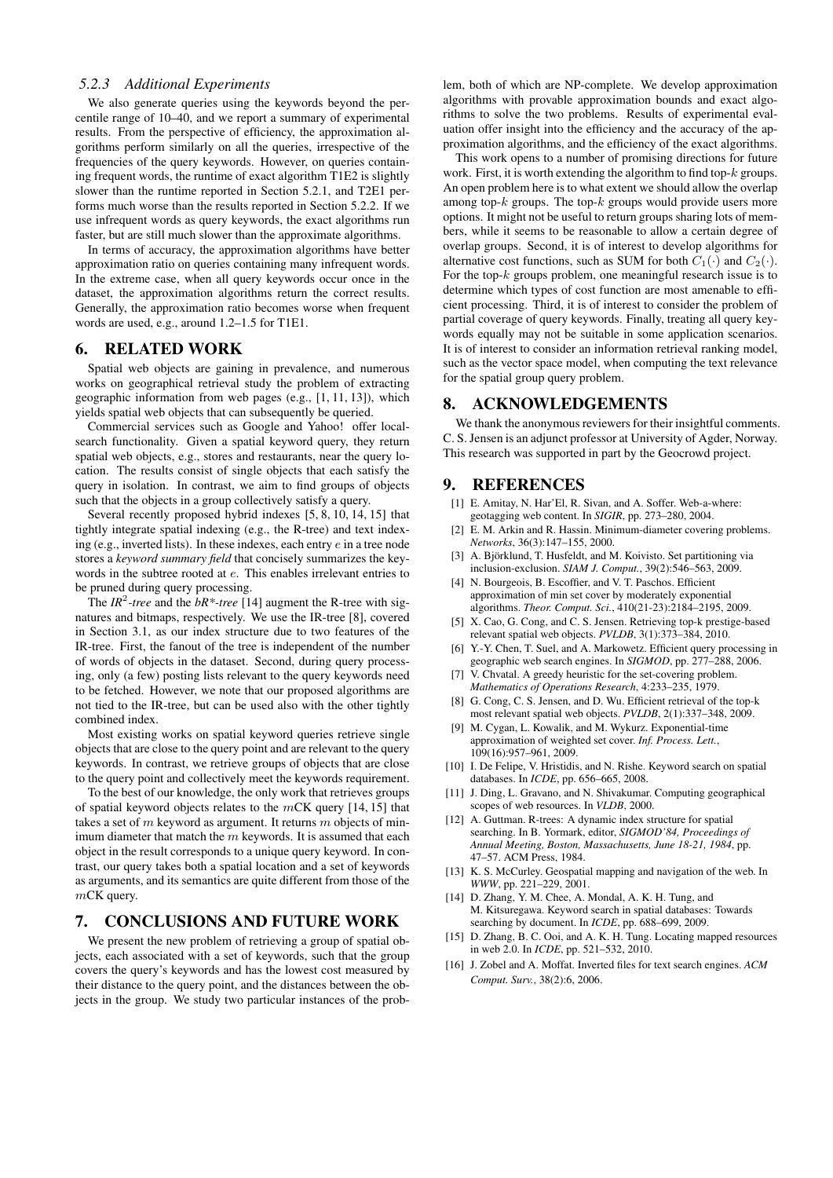### 5.2.3 Additional Experiments

We also generate queries using the keywords beyond the percentile range of 10–40, and we report a summary of experimental results. From the perspective of efficiency, the approximation algorithms perform similarly on all the queries, irrespective of the frequencies of the query keywords. However, on queries containing frequent words, the runtime of exact algorithm T1E2 is slightly slower than the runtime reported in Section 5.2.1, and T2E1 performs much worse than the results reported in Section 5.2.2. If we use infrequent words as query keywords, the exact algorithms run faster, but are still much slower than the approximate algorithms.

In terms of accuracy, the approximation algorithms have better approximation ratio on queries containing many infrequent words. In the extreme case, when all query keywords occur once in the dataset, the approximation algorithms return the correct results. Generally, the approximation ratio becomes worse when frequent words are used, e.g., around 1.2–1.5 for T1E1.

## 6. RELATED WORK

Spatial web objects are gaining in prevalence, and numerous works on geographical retrieval study the problem of extracting geographic information from web pages (e.g., [1, 11, 13]), which yields spatial web objects that can subsequently be queried.

Commercial services such as Google and Yahoo! offer local-search functionality. Given a spatial keyword query, they return spatial web objects, e.g., stores and restaurants, near the query location. The results consist of single objects that each satisfy the query in isolation. In contrast, we aim to find groups of objects such that the objects in a group collectively satisfy a query.

Several recently proposed hybrid indexes [5, 8, 10, 14, 15] that tightly integrate spatial indexing (e.g., the R-tree) and text indexing (e.g., inverted lists). In these indexes, each entry $e$ in a tree node stores a *keyword summary field* that concisely summarizes the keywords in the subtree rooted at $e$. This enables irrelevant entries to be pruned during query processing.

The *$IR^2$-tree* and the *bR\*-tree* [14] augment the R-tree with signatures and bitmaps, respectively. We use the IR-tree [8], covered in Section 3.1, as our index structure due to two features of the IR-tree. First, the fanout of the tree is independent of the number of words of objects in the dataset. Second, during query processing, only (a few) posting lists relevant to the query keywords need to be fetched. However, we note that our proposed algorithms are not tied to the IR-tree, but can be used also with the other tightly combined index.

Most existing works on spatial keyword queries retrieve single objects that are close to the query point and are relevant to the query keywords. In contrast, we retrieve groups of objects that are close to the query point and collectively meet the keywords requirement.

To the best of our knowledge, the only work that retrieves groups of spatial keyword objects relates to the $m$CK query [14, 15] that takes a set of $m$ keyword as argument. It returns $m$ objects of minimum diameter that match the $m$ keywords. It is assumed that each object in the result corresponds to a unique query keyword. In contrast, our query takes both a spatial location and a set of keywords as arguments, and its semantics are quite different from those of the $m$CK query.

## 7. CONCLUSIONS AND FUTURE WORK

We present the new problem of retrieving a group of spatial objects, each associated with a set of keywords, such that the group covers the query's keywords and has the lowest cost measured by their distance to the query point, and the distances between the objects in the group. We study two particular instances of the problem, both of which are NP-complete. We develop approximation algorithms with provable approximation bounds and exact algorithms to solve the two problems. Results of experimental evaluation offer insight into the efficiency and the accuracy of the approximation algorithms, and the efficiency of the exact algorithms.

This work opens to a number of promising directions for future work. First, it is worth extending the algorithm to find top-$k$ groups. An open problem here is to what extent we should allow the overlap among top-$k$ groups. The top-$k$ groups would provide users more options. It might not be useful to return groups sharing lots of members, while it seems to be reasonable to allow a certain degree of overlap groups. Second, it is of interest to develop algorithms for alternative cost functions, such as SUM for both $C_1(\cdot)$ and $C_2(\cdot)$. For the top-$k$ groups problem, one meaningful research issue is to determine which types of cost function are most amenable to efficient processing. Third, it is of interest to consider the problem of partial coverage of query keywords. Finally, treating all query keywords equally may not be suitable in some application scenarios. It is of interest to consider an information retrieval ranking model, such as the vector space model, when computing the text relevance for the spatial group query problem.

## 8. ACKNOWLEDGEMENTS

We thank the anonymous reviewers for their insightful comments. C. S. Jensen is an adjunct professor at University of Agder, Norway. This research was supported in part by the Geocrowd project.

## 9. REFERENCES

[1] E. Amitay, N. Har'El, R. Sivan, and A. Soffer. Web-a-where: geotagging web content. In *SIGIR*, pp. 273–280, 2004.

[2] E. M. Arkin and R. Hassin. Minimum-diameter covering problems. *Networks*, 36(3):147–155, 2000.

[3] A. Björklund, T. Husfeldt, and M. Koivisto. Set partitioning via inclusion-exclusion. *SIAM J. Comput.*, 39(2):546–563, 2009.

[4] N. Bourgeois, B. Escoffier, and V. T. Paschos. Efficient approximation of min set cover by moderately exponential algorithms. *Theor. Comput. Sci.*, 410(21-23):2184–2195, 2009.

[5] X. Cao, G. Cong, and C. S. Jensen. Retrieving top-k prestige-based relevant spatial web objects. *PVLDB*, 3(1):373–384, 2010.

[6] Y.-Y. Chen, T. Suel, and A. Markowetz. Efficient query processing in geographic web search engines. In *SIGMOD*, pp. 277–288, 2006.

[7] V. Chvatal. A greedy heuristic for the set-covering problem. *Mathematics of Operations Research*, 4:233–235, 1979.

[8] G. Cong, C. S. Jensen, and D. Wu. Efficient retrieval of the top-k most relevant spatial web objects. *PVLDB*, 2(1):337–348, 2009.

[9] M. Cygan, L. Kowalik, and M. Wykurz. Exponential-time approximation of weighted set cover. *Inf. Process. Lett.*, 109(16):957–961, 2009.

[10] I. De Felipe, V. Hristidis, and N. Rishe. Keyword search on spatial databases. In *ICDE*, pp. 656–665, 2008.

[11] J. Ding, L. Gravano, and N. Shivakumar. Computing geographical scopes of web resources. In *VLDB*, 2000.

[12] A. Guttman. R-trees: A dynamic index structure for spatial searching. In B. Yormark, editor, *SIGMOD'84, Proceedings of Annual Meeting, Boston, Massachusetts, June 18-21, 1984*, pp. 47–57. ACM Press, 1984.

[13] K. S. McCurley. Geospatial mapping and navigation of the web. In *WWW*, pp. 221–229, 2001.

[14] D. Zhang, Y. M. Chee, A. Mondal, A. K. H. Tung, and M. Kitsuregawa. Keyword search in spatial databases: Towards searching by document. In *ICDE*, pp. 688–699, 2009.

[15] D. Zhang, B. C. Ooi, and A. K. H. Tung. Locating mapped resources in web 2.0. In *ICDE*, pp. 521–532, 2010.

[16] J. Zobel and A. Moffat. Inverted files for text search engines. *ACM Comput. Surv.*, 38(2):6, 2006.